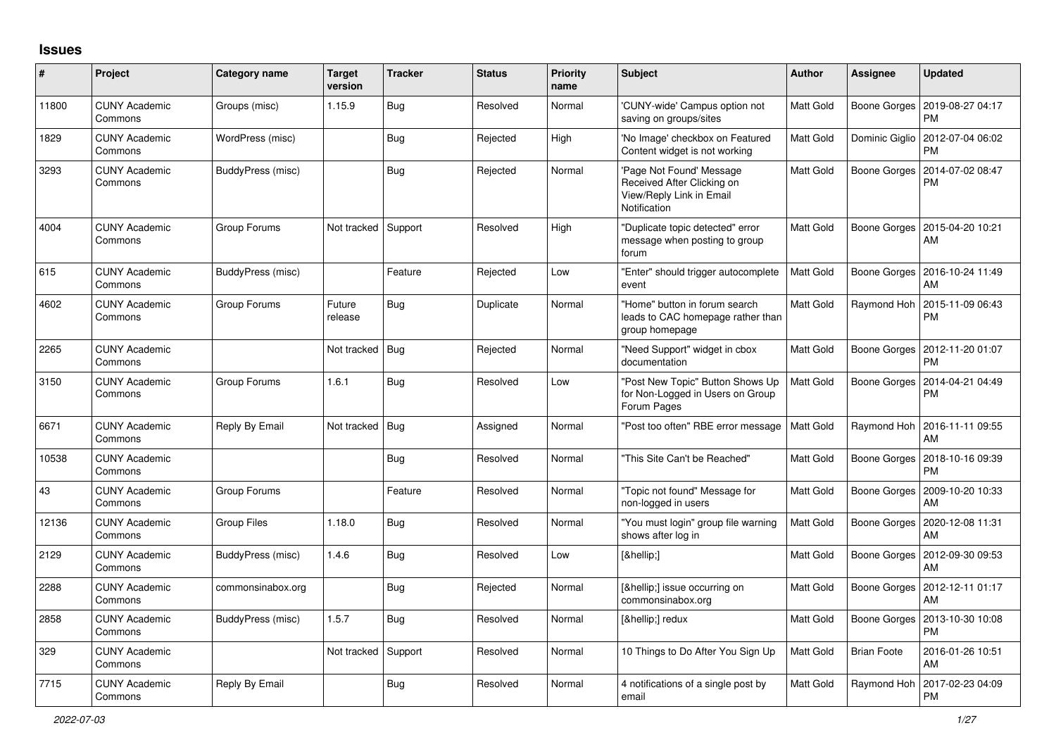## Issues

| # | Project | Category name | Target version | Tracker | Status | Priority name | Subject | Author | Assignee | Updated |
|---|---|---|---|---|---|---|---|---|---|---|
| 11800 | CUNY Academic Commons | Groups (misc) | 1.15.9 | Bug | Resolved | Normal | 'CUNY-wide' Campus option not saving on groups/sites | Matt Gold | Boone Gorges | 2019-08-27 04:17 PM |
| 1829 | CUNY Academic Commons | WordPress (misc) | | Bug | Rejected | High | 'No Image' checkbox on Featured Content widget is not working | Matt Gold | Dominic Giglio | 2012-07-04 06:02 PM |
| 3293 | CUNY Academic Commons | BuddyPress (misc) | | Bug | Rejected | Normal | 'Page Not Found' Message Received After Clicking on View/Reply Link in Email Notification | Matt Gold | Boone Gorges | 2014-07-02 08:47 PM |
| 4004 | CUNY Academic Commons | Group Forums | Not tracked | Support | Resolved | High | "Duplicate topic detected" error message when posting to group forum | Matt Gold | Boone Gorges | 2015-04-20 10:21 AM |
| 615 | CUNY Academic Commons | BuddyPress (misc) | | Feature | Rejected | Low | "Enter" should trigger autocomplete event | Matt Gold | Boone Gorges | 2016-10-24 11:49 AM |
| 4602 | CUNY Academic Commons | Group Forums | Future release | Bug | Duplicate | Normal | "Home" button in forum search leads to CAC homepage rather than group homepage | Matt Gold | Raymond Hoh | 2015-11-09 06:43 PM |
| 2265 | CUNY Academic Commons | | Not tracked | Bug | Rejected | Normal | "Need Support" widget in cbox documentation | Matt Gold | Boone Gorges | 2012-11-20 01:07 PM |
| 3150 | CUNY Academic Commons | Group Forums | 1.6.1 | Bug | Resolved | Low | "Post New Topic" Button Shows Up for Non-Logged in Users on Group Forum Pages | Matt Gold | Boone Gorges | 2014-04-21 04:49 PM |
| 6671 | CUNY Academic Commons | Reply By Email | Not tracked | Bug | Assigned | Normal | "Post too often" RBE error message | Matt Gold | Raymond Hoh | 2016-11-11 09:55 AM |
| 10538 | CUNY Academic Commons | | | Bug | Resolved | Normal | "This Site Can't be Reached" | Matt Gold | Boone Gorges | 2018-10-16 09:39 PM |
| 43 | CUNY Academic Commons | Group Forums | | Feature | Resolved | Normal | "Topic not found" Message for non-logged in users | Matt Gold | Boone Gorges | 2009-10-20 10:33 AM |
| 12136 | CUNY Academic Commons | Group Files | 1.18.0 | Bug | Resolved | Normal | "You must login" group file warning shows after log in | Matt Gold | Boone Gorges | 2020-12-08 11:31 AM |
| 2129 | CUNY Academic Commons | BuddyPress (misc) | 1.4.6 | Bug | Resolved | Low | [&hellip;] | Matt Gold | Boone Gorges | 2012-09-30 09:53 AM |
| 2288 | CUNY Academic Commons | commonsinabox.org | | Bug | Rejected | Normal | [&hellip;] issue occurring on commonsinabox.org | Matt Gold | Boone Gorges | 2012-12-11 01:17 AM |
| 2858 | CUNY Academic Commons | BuddyPress (misc) | 1.5.7 | Bug | Resolved | Normal | [&hellip;] redux | Matt Gold | Boone Gorges | 2013-10-30 10:08 PM |
| 329 | CUNY Academic Commons | | Not tracked | Support | Resolved | Normal | 10 Things to Do After You Sign Up | Matt Gold | Brian Foote | 2016-01-26 10:51 AM |
| 7715 | CUNY Academic Commons | Reply By Email | | Bug | Resolved | Normal | 4 notifications of a single post by email | Matt Gold | Raymond Hoh | 2017-02-23 04:09 PM |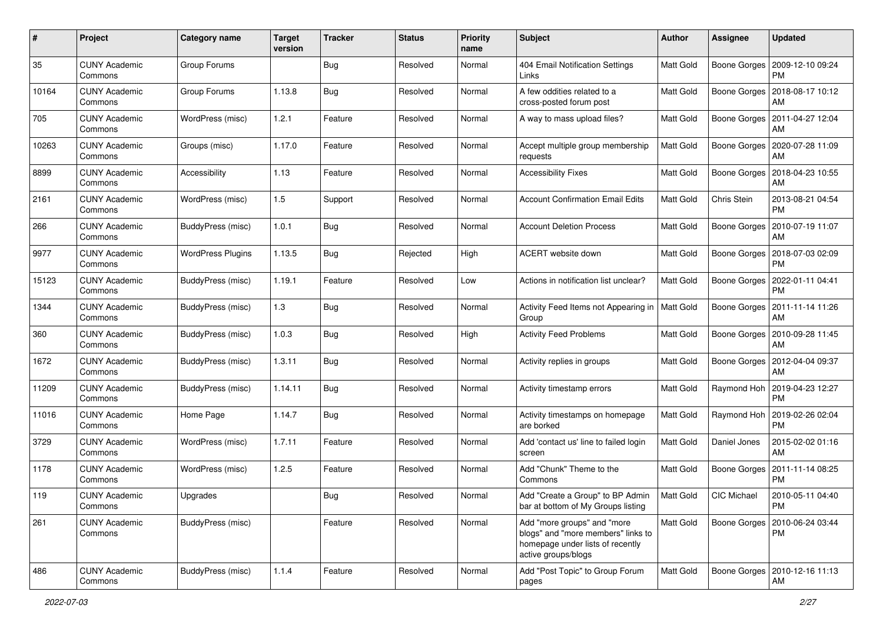| # | Project | Category name | Target version | Tracker | Status | Priority name | Subject | Author | Assignee | Updated |
|---|---|---|---|---|---|---|---|---|---|---|
| 35 | CUNY Academic Commons | Group Forums | | Bug | Resolved | Normal | 404 Email Notification Settings Links | Matt Gold | Boone Gorges | 2009-12-10 09:24 PM |
| 10164 | CUNY Academic Commons | Group Forums | 1.13.8 | Bug | Resolved | Normal | A few oddities related to a cross-posted forum post | Matt Gold | Boone Gorges | 2018-08-17 10:12 AM |
| 705 | CUNY Academic Commons | WordPress (misc) | 1.2.1 | Feature | Resolved | Normal | A way to mass upload files? | Matt Gold | Boone Gorges | 2011-04-27 12:04 AM |
| 10263 | CUNY Academic Commons | Groups (misc) | 1.17.0 | Feature | Resolved | Normal | Accept multiple group membership requests | Matt Gold | Boone Gorges | 2020-07-28 11:09 AM |
| 8899 | CUNY Academic Commons | Accessibility | 1.13 | Feature | Resolved | Normal | Accessibility Fixes | Matt Gold | Boone Gorges | 2018-04-23 10:55 AM |
| 2161 | CUNY Academic Commons | WordPress (misc) | 1.5 | Support | Resolved | Normal | Account Confirmation Email Edits | Matt Gold | Chris Stein | 2013-08-21 04:54 PM |
| 266 | CUNY Academic Commons | BuddyPress (misc) | 1.0.1 | Bug | Resolved | Normal | Account Deletion Process | Matt Gold | Boone Gorges | 2010-07-19 11:07 AM |
| 9977 | CUNY Academic Commons | WordPress Plugins | 1.13.5 | Bug | Rejected | High | ACERT website down | Matt Gold | Boone Gorges | 2018-07-03 02:09 PM |
| 15123 | CUNY Academic Commons | BuddyPress (misc) | 1.19.1 | Feature | Resolved | Low | Actions in notification list unclear? | Matt Gold | Boone Gorges | 2022-01-11 04:41 PM |
| 1344 | CUNY Academic Commons | BuddyPress (misc) | 1.3 | Bug | Resolved | Normal | Activity Feed Items not Appearing in Group | Matt Gold | Boone Gorges | 2011-11-14 11:26 AM |
| 360 | CUNY Academic Commons | BuddyPress (misc) | 1.0.3 | Bug | Resolved | High | Activity Feed Problems | Matt Gold | Boone Gorges | 2010-09-28 11:45 AM |
| 1672 | CUNY Academic Commons | BuddyPress (misc) | 1.3.11 | Bug | Resolved | Normal | Activity replies in groups | Matt Gold | Boone Gorges | 2012-04-04 09:37 AM |
| 11209 | CUNY Academic Commons | BuddyPress (misc) | 1.14.11 | Bug | Resolved | Normal | Activity timestamp errors | Matt Gold | Raymond Hoh | 2019-04-23 12:27 PM |
| 11016 | CUNY Academic Commons | Home Page | 1.14.7 | Bug | Resolved | Normal | Activity timestamps on homepage are borked | Matt Gold | Raymond Hoh | 2019-02-26 02:04 PM |
| 3729 | CUNY Academic Commons | WordPress (misc) | 1.7.11 | Feature | Resolved | Normal | Add 'contact us' line to failed login screen | Matt Gold | Daniel Jones | 2015-02-02 01:16 AM |
| 1178 | CUNY Academic Commons | WordPress (misc) | 1.2.5 | Feature | Resolved | Normal | Add "Chunk" Theme to the Commons | Matt Gold | Boone Gorges | 2011-11-14 08:25 PM |
| 119 | CUNY Academic Commons | Upgrades | | Bug | Resolved | Normal | Add "Create a Group" to BP Admin bar at bottom of My Groups listing | Matt Gold | CIC Michael | 2010-05-11 04:40 PM |
| 261 | CUNY Academic Commons | BuddyPress (misc) | | Feature | Resolved | Normal | Add "more groups" and "more blogs" and "more members" links to homepage under lists of recently active groups/blogs | Matt Gold | Boone Gorges | 2010-06-24 03:44 PM |
| 486 | CUNY Academic Commons | BuddyPress (misc) | 1.1.4 | Feature | Resolved | Normal | Add "Post Topic" to Group Forum pages | Matt Gold | Boone Gorges | 2010-12-16 11:13 AM |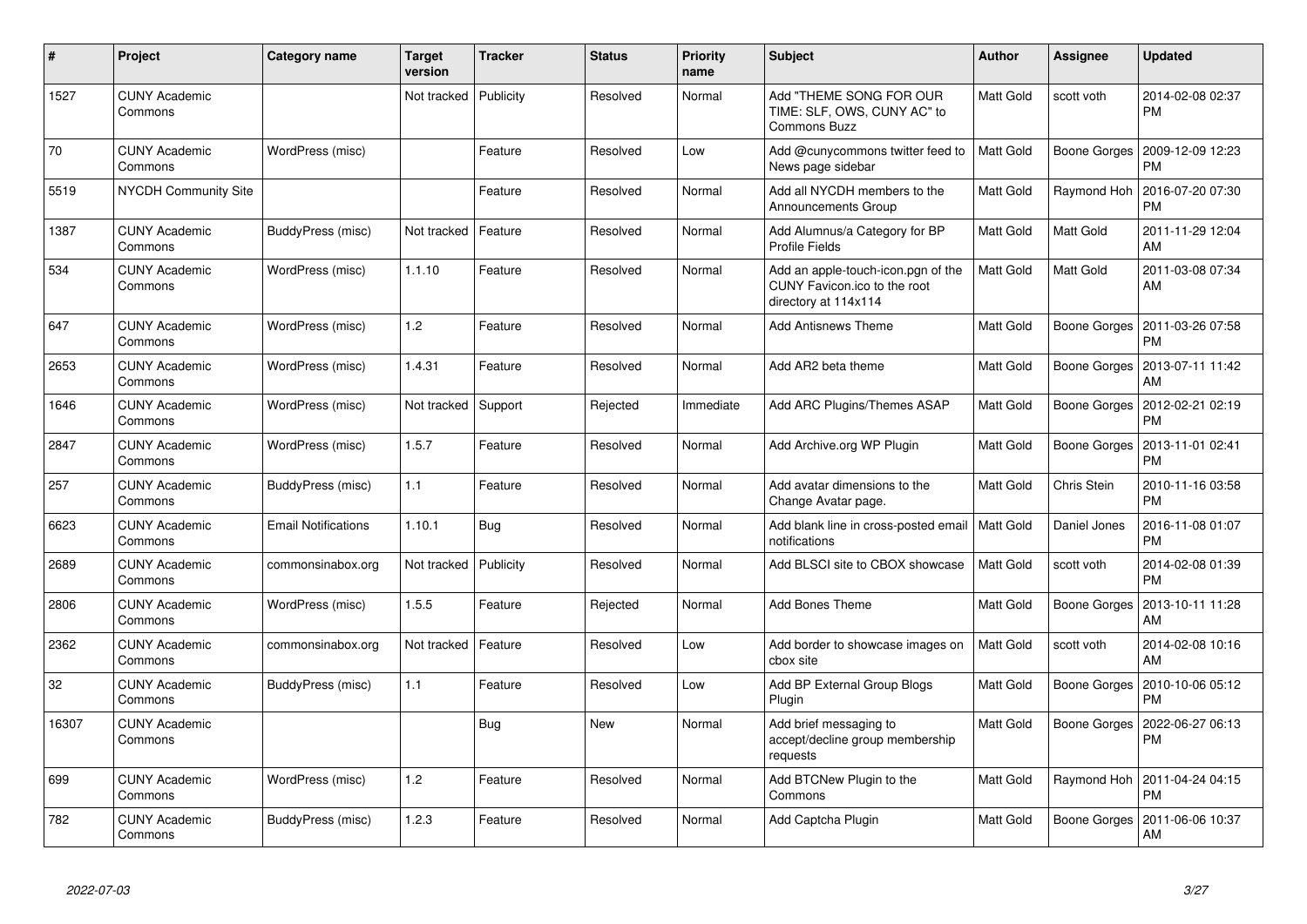| # | Project | Category name | Target version | Tracker | Status | Priority name | Subject | Author | Assignee | Updated |
|---|---|---|---|---|---|---|---|---|---|---|
| 1527 | CUNY Academic Commons | | Not tracked | Publicity | Resolved | Normal | Add "THEME SONG FOR OUR TIME: SLF, OWS, CUNY AC" to Commons Buzz | Matt Gold | scott voth | 2014-02-08 02:37 PM |
| 70 | CUNY Academic Commons | WordPress (misc) | | Feature | Resolved | Low | Add @cunycommons twitter feed to News page sidebar | Matt Gold | Boone Gorges | 2009-12-09 12:23 PM |
| 5519 | NYCDH Community Site | | | Feature | Resolved | Normal | Add all NYCDH members to the Announcements Group | Matt Gold | Raymond Hoh | 2016-07-20 07:30 PM |
| 1387 | CUNY Academic Commons | BuddyPress (misc) | Not tracked | Feature | Resolved | Normal | Add Alumnus/a Category for BP Profile Fields | Matt Gold | Matt Gold | 2011-11-29 12:04 AM |
| 534 | CUNY Academic Commons | WordPress (misc) | 1.1.10 | Feature | Resolved | Normal | Add an apple-touch-icon.pgn of the CUNY Favicon.ico to the root directory at 114x114 | Matt Gold | Matt Gold | 2011-03-08 07:34 AM |
| 647 | CUNY Academic Commons | WordPress (misc) | 1.2 | Feature | Resolved | Normal | Add Antisnews Theme | Matt Gold | Boone Gorges | 2011-03-26 07:58 PM |
| 2653 | CUNY Academic Commons | WordPress (misc) | 1.4.31 | Feature | Resolved | Normal | Add AR2 beta theme | Matt Gold | Boone Gorges | 2013-07-11 11:42 AM |
| 1646 | CUNY Academic Commons | WordPress (misc) | Not tracked | Support | Rejected | Immediate | Add ARC Plugins/Themes ASAP | Matt Gold | Boone Gorges | 2012-02-21 02:19 PM |
| 2847 | CUNY Academic Commons | WordPress (misc) | 1.5.7 | Feature | Resolved | Normal | Add Archive.org WP Plugin | Matt Gold | Boone Gorges | 2013-11-01 02:41 PM |
| 257 | CUNY Academic Commons | BuddyPress (misc) | 1.1 | Feature | Resolved | Normal | Add avatar dimensions to the Change Avatar page. | Matt Gold | Chris Stein | 2010-11-16 03:58 PM |
| 6623 | CUNY Academic Commons | Email Notifications | 1.10.1 | Bug | Resolved | Normal | Add blank line in cross-posted email notifications | Matt Gold | Daniel Jones | 2016-11-08 01:07 PM |
| 2689 | CUNY Academic Commons | commonsinabox.org | Not tracked | Publicity | Resolved | Normal | Add BLSCI site to CBOX showcase | Matt Gold | scott voth | 2014-02-08 01:39 PM |
| 2806 | CUNY Academic Commons | WordPress (misc) | 1.5.5 | Feature | Rejected | Normal | Add Bones Theme | Matt Gold | Boone Gorges | 2013-10-11 11:28 AM |
| 2362 | CUNY Academic Commons | commonsinabox.org | Not tracked | Feature | Resolved | Low | Add border to showcase images on cbox site | Matt Gold | scott voth | 2014-02-08 10:16 AM |
| 32 | CUNY Academic Commons | BuddyPress (misc) | 1.1 | Feature | Resolved | Low | Add BP External Group Blogs Plugin | Matt Gold | Boone Gorges | 2010-10-06 05:12 PM |
| 16307 | CUNY Academic Commons | | | Bug | New | Normal | Add brief messaging to accept/decline group membership requests | Matt Gold | Boone Gorges | 2022-06-27 06:13 PM |
| 699 | CUNY Academic Commons | WordPress (misc) | 1.2 | Feature | Resolved | Normal | Add BTCNew Plugin to the Commons | Matt Gold | Raymond Hoh | 2011-04-24 04:15 PM |
| 782 | CUNY Academic Commons | BuddyPress (misc) | 1.2.3 | Feature | Resolved | Normal | Add Captcha Plugin | Matt Gold | Boone Gorges | 2011-06-06 10:37 AM |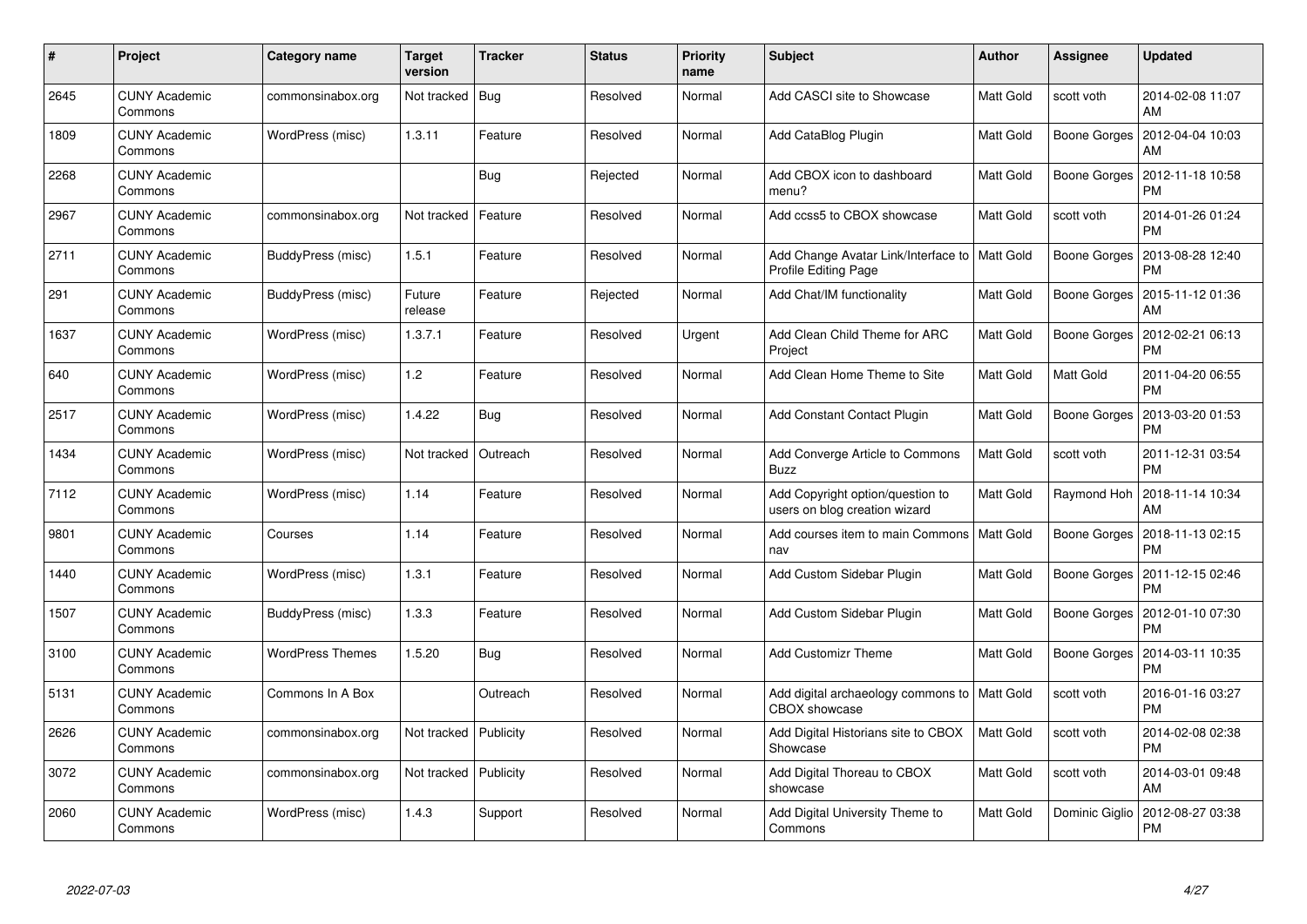| # | Project | Category name | Target version | Tracker | Status | Priority name | Subject | Author | Assignee | Updated |
|---|---|---|---|---|---|---|---|---|---|---|
| 2645 | CUNY Academic Commons | commonsinabox.org | Not tracked | Bug | Resolved | Normal | Add CASCI site to Showcase | Matt Gold | scott voth | 2014-02-08 11:07 AM |
| 1809 | CUNY Academic Commons | WordPress (misc) | 1.3.11 | Feature | Resolved | Normal | Add CataBlog Plugin | Matt Gold | Boone Gorges | 2012-04-04 10:03 AM |
| 2268 | CUNY Academic Commons | | | Bug | Rejected | Normal | Add CBOX icon to dashboard menu? | Matt Gold | Boone Gorges | 2012-11-18 10:58 PM |
| 2967 | CUNY Academic Commons | commonsinabox.org | Not tracked | Feature | Resolved | Normal | Add ccss5 to CBOX showcase | Matt Gold | scott voth | 2014-01-26 01:24 PM |
| 2711 | CUNY Academic Commons | BuddyPress (misc) | 1.5.1 | Feature | Resolved | Normal | Add Change Avatar Link/Interface to Profile Editing Page | Matt Gold | Boone Gorges | 2013-08-28 12:40 PM |
| 291 | CUNY Academic Commons | BuddyPress (misc) | Future release | Feature | Rejected | Normal | Add Chat/IM functionality | Matt Gold | Boone Gorges | 2015-11-12 01:36 AM |
| 1637 | CUNY Academic Commons | WordPress (misc) | 1.3.7.1 | Feature | Resolved | Urgent | Add Clean Child Theme for ARC Project | Matt Gold | Boone Gorges | 2012-02-21 06:13 PM |
| 640 | CUNY Academic Commons | WordPress (misc) | 1.2 | Feature | Resolved | Normal | Add Clean Home Theme to Site | Matt Gold | Matt Gold | 2011-04-20 06:55 PM |
| 2517 | CUNY Academic Commons | WordPress (misc) | 1.4.22 | Bug | Resolved | Normal | Add Constant Contact Plugin | Matt Gold | Boone Gorges | 2013-03-20 01:53 PM |
| 1434 | CUNY Academic Commons | WordPress (misc) | Not tracked | Outreach | Resolved | Normal | Add Converge Article to Commons Buzz | Matt Gold | scott voth | 2011-12-31 03:54 PM |
| 7112 | CUNY Academic Commons | WordPress (misc) | 1.14 | Feature | Resolved | Normal | Add Copyright option/question to users on blog creation wizard | Matt Gold | Raymond Hoh | 2018-11-14 10:34 AM |
| 9801 | CUNY Academic Commons | Courses | 1.14 | Feature | Resolved | Normal | Add courses item to main Commons nav | Matt Gold | Boone Gorges | 2018-11-13 02:15 PM |
| 1440 | CUNY Academic Commons | WordPress (misc) | 1.3.1 | Feature | Resolved | Normal | Add Custom Sidebar Plugin | Matt Gold | Boone Gorges | 2011-12-15 02:46 PM |
| 1507 | CUNY Academic Commons | BuddyPress (misc) | 1.3.3 | Feature | Resolved | Normal | Add Custom Sidebar Plugin | Matt Gold | Boone Gorges | 2012-01-10 07:30 PM |
| 3100 | CUNY Academic Commons | WordPress Themes | 1.5.20 | Bug | Resolved | Normal | Add Customizr Theme | Matt Gold | Boone Gorges | 2014-03-11 10:35 PM |
| 5131 | CUNY Academic Commons | Commons In A Box | | Outreach | Resolved | Normal | Add digital archaeology commons to CBOX showcase | Matt Gold | scott voth | 2016-01-16 03:27 PM |
| 2626 | CUNY Academic Commons | commonsinabox.org | Not tracked | Publicity | Resolved | Normal | Add Digital Historians site to CBOX Showcase | Matt Gold | scott voth | 2014-02-08 02:38 PM |
| 3072 | CUNY Academic Commons | commonsinabox.org | Not tracked | Publicity | Resolved | Normal | Add Digital Thoreau to CBOX showcase | Matt Gold | scott voth | 2014-03-01 09:48 AM |
| 2060 | CUNY Academic Commons | WordPress (misc) | 1.4.3 | Support | Resolved | Normal | Add Digital University Theme to Commons | Matt Gold | Dominic Giglio | 2012-08-27 03:38 PM |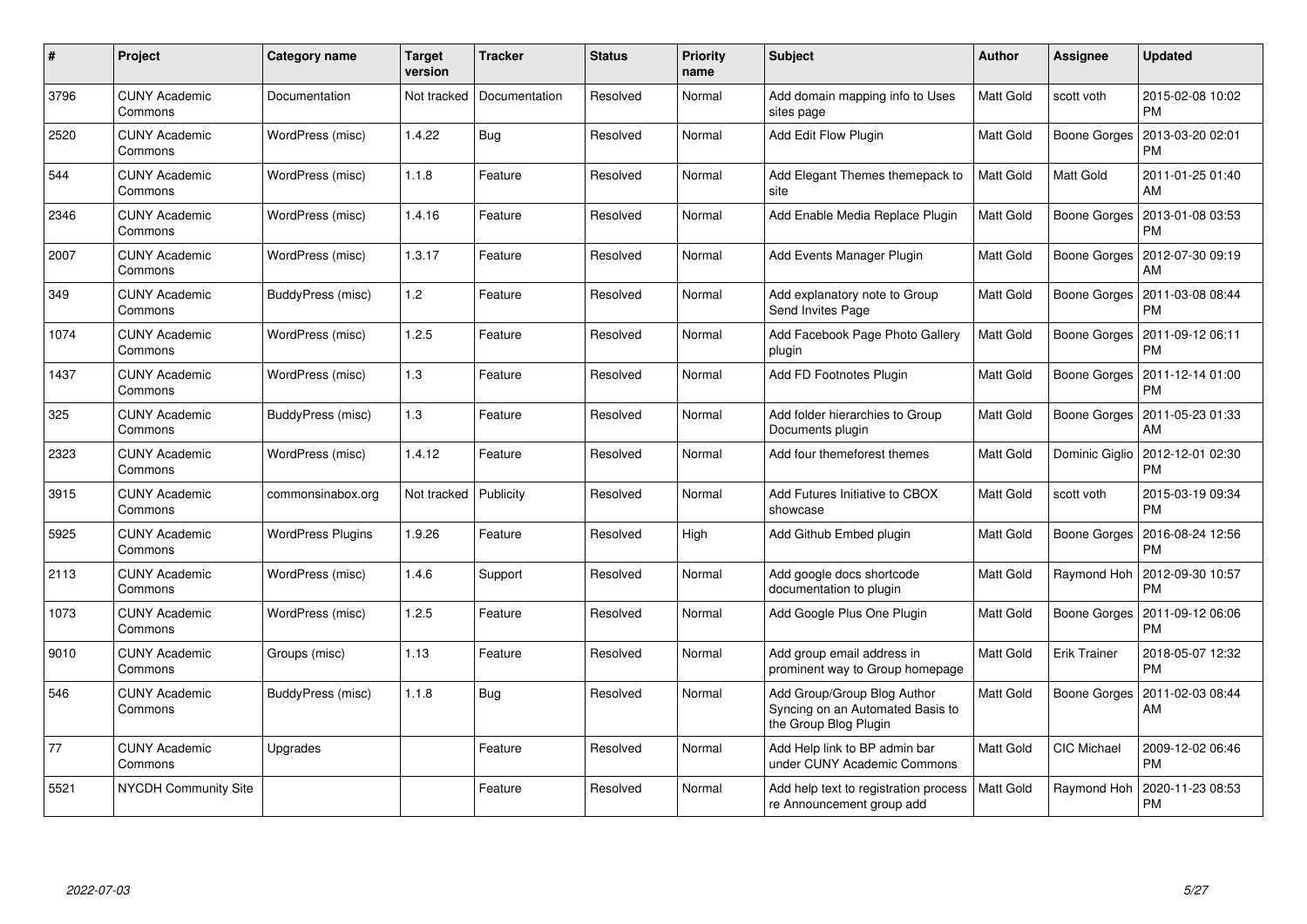| # | Project | Category name | Target version | Tracker | Status | Priority name | Subject | Author | Assignee | Updated |
|---|---|---|---|---|---|---|---|---|---|---|
| 3796 | CUNY Academic Commons | Documentation | Not tracked | Documentation | Resolved | Normal | Add domain mapping info to Uses sites page | Matt Gold | scott voth | 2015-02-08 10:02 PM |
| 2520 | CUNY Academic Commons | WordPress (misc) | 1.4.22 | Bug | Resolved | Normal | Add Edit Flow Plugin | Matt Gold | Boone Gorges | 2013-03-20 02:01 PM |
| 544 | CUNY Academic Commons | WordPress (misc) | 1.1.8 | Feature | Resolved | Normal | Add Elegant Themes themepack to site | Matt Gold | Matt Gold | 2011-01-25 01:40 AM |
| 2346 | CUNY Academic Commons | WordPress (misc) | 1.4.16 | Feature | Resolved | Normal | Add Enable Media Replace Plugin | Matt Gold | Boone Gorges | 2013-01-08 03:53 PM |
| 2007 | CUNY Academic Commons | WordPress (misc) | 1.3.17 | Feature | Resolved | Normal | Add Events Manager Plugin | Matt Gold | Boone Gorges | 2012-07-30 09:19 AM |
| 349 | CUNY Academic Commons | BuddyPress (misc) | 1.2 | Feature | Resolved | Normal | Add explanatory note to Group Send Invites Page | Matt Gold | Boone Gorges | 2011-03-08 08:44 PM |
| 1074 | CUNY Academic Commons | WordPress (misc) | 1.2.5 | Feature | Resolved | Normal | Add Facebook Page Photo Gallery plugin | Matt Gold | Boone Gorges | 2011-09-12 06:11 PM |
| 1437 | CUNY Academic Commons | WordPress (misc) | 1.3 | Feature | Resolved | Normal | Add FD Footnotes Plugin | Matt Gold | Boone Gorges | 2011-12-14 01:00 PM |
| 325 | CUNY Academic Commons | BuddyPress (misc) | 1.3 | Feature | Resolved | Normal | Add folder hierarchies to Group Documents plugin | Matt Gold | Boone Gorges | 2011-05-23 01:33 AM |
| 2323 | CUNY Academic Commons | WordPress (misc) | 1.4.12 | Feature | Resolved | Normal | Add four themeforest themes | Matt Gold | Dominic Giglio | 2012-12-01 02:30 PM |
| 3915 | CUNY Academic Commons | commonsinabox.org | Not tracked | Publicity | Resolved | Normal | Add Futures Initiative to CBOX showcase | Matt Gold | scott voth | 2015-03-19 09:34 PM |
| 5925 | CUNY Academic Commons | WordPress Plugins | 1.9.26 | Feature | Resolved | High | Add Github Embed plugin | Matt Gold | Boone Gorges | 2016-08-24 12:56 PM |
| 2113 | CUNY Academic Commons | WordPress (misc) | 1.4.6 | Support | Resolved | Normal | Add google docs shortcode documentation to plugin | Matt Gold | Raymond Hoh | 2012-09-30 10:57 PM |
| 1073 | CUNY Academic Commons | WordPress (misc) | 1.2.5 | Feature | Resolved | Normal | Add Google Plus One Plugin | Matt Gold | Boone Gorges | 2011-09-12 06:06 PM |
| 9010 | CUNY Academic Commons | Groups (misc) | 1.13 | Feature | Resolved | Normal | Add group email address in prominent way to Group homepage | Matt Gold | Erik Trainer | 2018-05-07 12:32 PM |
| 546 | CUNY Academic Commons | BuddyPress (misc) | 1.1.8 | Bug | Resolved | Normal | Add Group/Group Blog Author Syncing on an Automated Basis to the Group Blog Plugin | Matt Gold | Boone Gorges | 2011-02-03 08:44 AM |
| 77 | CUNY Academic Commons | Upgrades | | Feature | Resolved | Normal | Add Help link to BP admin bar under CUNY Academic Commons | Matt Gold | CIC Michael | 2009-12-02 06:46 PM |
| 5521 | NYCDH Community Site | | | Feature | Resolved | Normal | Add help text to registration process re Announcement group add | Matt Gold | Raymond Hoh | 2020-11-23 08:53 PM |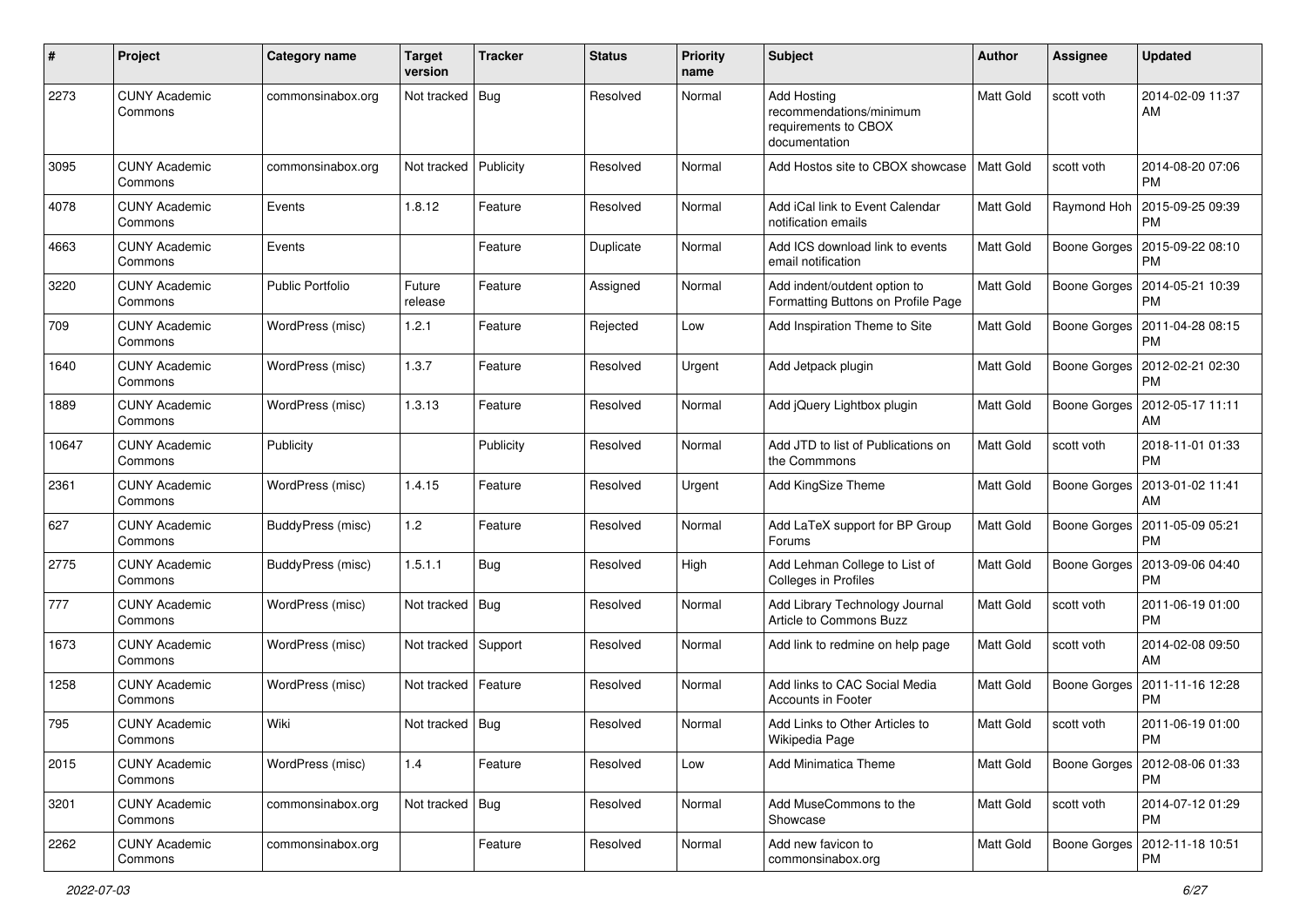| # | Project | Category name | Target version | Tracker | Status | Priority name | Subject | Author | Assignee | Updated |
|---|---|---|---|---|---|---|---|---|---|---|
| 2273 | CUNY Academic Commons | commonsinabox.org | Not tracked | Bug | Resolved | Normal | Add Hosting recommendations/minimum requirements to CBOX documentation | Matt Gold | scott voth | 2014-02-09 11:37 AM |
| 3095 | CUNY Academic Commons | commonsinabox.org | Not tracked | Publicity | Resolved | Normal | Add Hostos site to CBOX showcase | Matt Gold | scott voth | 2014-08-20 07:06 PM |
| 4078 | CUNY Academic Commons | Events | 1.8.12 | Feature | Resolved | Normal | Add iCal link to Event Calendar notification emails | Matt Gold | Raymond Hoh | 2015-09-25 09:39 PM |
| 4663 | CUNY Academic Commons | Events | | Feature | Duplicate | Normal | Add ICS download link to events email notification | Matt Gold | Boone Gorges | 2015-09-22 08:10 PM |
| 3220 | CUNY Academic Commons | Public Portfolio | Future release | Feature | Assigned | Normal | Add indent/outdent option to Formatting Buttons on Profile Page | Matt Gold | Boone Gorges | 2014-05-21 10:39 PM |
| 709 | CUNY Academic Commons | WordPress (misc) | 1.2.1 | Feature | Rejected | Low | Add Inspiration Theme to Site | Matt Gold | Boone Gorges | 2011-04-28 08:15 PM |
| 1640 | CUNY Academic Commons | WordPress (misc) | 1.3.7 | Feature | Resolved | Urgent | Add Jetpack plugin | Matt Gold | Boone Gorges | 2012-02-21 02:30 PM |
| 1889 | CUNY Academic Commons | WordPress (misc) | 1.3.13 | Feature | Resolved | Normal | Add jQuery Lightbox plugin | Matt Gold | Boone Gorges | 2012-05-17 11:11 AM |
| 10647 | CUNY Academic Commons | Publicity | | Publicity | Resolved | Normal | Add JTD to list of Publications on the Commmons | Matt Gold | scott voth | 2018-11-01 01:33 PM |
| 2361 | CUNY Academic Commons | WordPress (misc) | 1.4.15 | Feature | Resolved | Urgent | Add KingSize Theme | Matt Gold | Boone Gorges | 2013-01-02 11:41 AM |
| 627 | CUNY Academic Commons | BuddyPress (misc) | 1.2 | Feature | Resolved | Normal | Add LaTeX support for BP Group Forums | Matt Gold | Boone Gorges | 2011-05-09 05:21 PM |
| 2775 | CUNY Academic Commons | BuddyPress (misc) | 1.5.1.1 | Bug | Resolved | High | Add Lehman College to List of Colleges in Profiles | Matt Gold | Boone Gorges | 2013-09-06 04:40 PM |
| 777 | CUNY Academic Commons | WordPress (misc) | Not tracked | Bug | Resolved | Normal | Add Library Technology Journal Article to Commons Buzz | Matt Gold | scott voth | 2011-06-19 01:00 PM |
| 1673 | CUNY Academic Commons | WordPress (misc) | Not tracked | Support | Resolved | Normal | Add link to redmine on help page | Matt Gold | scott voth | 2014-02-08 09:50 AM |
| 1258 | CUNY Academic Commons | WordPress (misc) | Not tracked | Feature | Resolved | Normal | Add links to CAC Social Media Accounts in Footer | Matt Gold | Boone Gorges | 2011-11-16 12:28 PM |
| 795 | CUNY Academic Commons | Wiki | Not tracked | Bug | Resolved | Normal | Add Links to Other Articles to Wikipedia Page | Matt Gold | scott voth | 2011-06-19 01:00 PM |
| 2015 | CUNY Academic Commons | WordPress (misc) | 1.4 | Feature | Resolved | Low | Add Minimatica Theme | Matt Gold | Boone Gorges | 2012-08-06 01:33 PM |
| 3201 | CUNY Academic Commons | commonsinabox.org | Not tracked | Bug | Resolved | Normal | Add MuseCommons to the Showcase | Matt Gold | scott voth | 2014-07-12 01:29 PM |
| 2262 | CUNY Academic Commons | commonsinabox.org | | Feature | Resolved | Normal | Add new favicon to commonsinabox.org | Matt Gold | Boone Gorges | 2012-11-18 10:51 PM |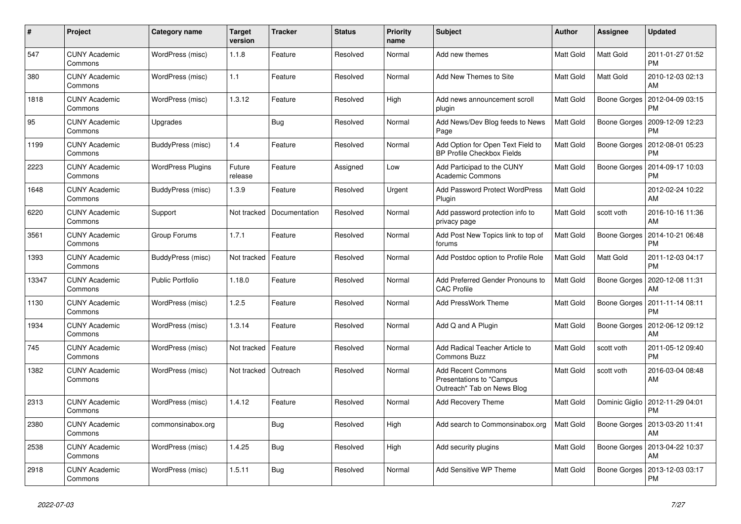| # | Project | Category name | Target version | Tracker | Status | Priority name | Subject | Author | Assignee | Updated |
|---|---|---|---|---|---|---|---|---|---|---|
| 547 | CUNY Academic Commons | WordPress (misc) | 1.1.8 | Feature | Resolved | Normal | Add new themes | Matt Gold | Matt Gold | 2011-01-27 01:52 PM |
| 380 | CUNY Academic Commons | WordPress (misc) | 1.1 | Feature | Resolved | Normal | Add New Themes to Site | Matt Gold | Matt Gold | 2010-12-03 02:13 AM |
| 1818 | CUNY Academic Commons | WordPress (misc) | 1.3.12 | Feature | Resolved | High | Add news announcement scroll plugin | Matt Gold | Boone Gorges | 2012-04-09 03:15 PM |
| 95 | CUNY Academic Commons | Upgrades | | Bug | Resolved | Normal | Add News/Dev Blog feeds to News Page | Matt Gold | Boone Gorges | 2009-12-09 12:23 PM |
| 1199 | CUNY Academic Commons | BuddyPress (misc) | 1.4 | Feature | Resolved | Normal | Add Option for Open Text Field to BP Profile Checkbox Fields | Matt Gold | Boone Gorges | 2012-08-01 05:23 PM |
| 2223 | CUNY Academic Commons | WordPress Plugins | Future release | Feature | Assigned | Low | Add Participad to the CUNY Academic Commons | Matt Gold | Boone Gorges | 2014-09-17 10:03 PM |
| 1648 | CUNY Academic Commons | BuddyPress (misc) | 1.3.9 | Feature | Resolved | Urgent | Add Password Protect WordPress Plugin | Matt Gold | | 2012-02-24 10:22 AM |
| 6220 | CUNY Academic Commons | Support | Not tracked | Documentation | Resolved | Normal | Add password protection info to privacy page | Matt Gold | scott voth | 2016-10-16 11:36 AM |
| 3561 | CUNY Academic Commons | Group Forums | 1.7.1 | Feature | Resolved | Normal | Add Post New Topics link to top of forums | Matt Gold | Boone Gorges | 2014-10-21 06:48 PM |
| 1393 | CUNY Academic Commons | BuddyPress (misc) | Not tracked | Feature | Resolved | Normal | Add Postdoc option to Profile Role | Matt Gold | Matt Gold | 2011-12-03 04:17 PM |
| 13347 | CUNY Academic Commons | Public Portfolio | 1.18.0 | Feature | Resolved | Normal | Add Preferred Gender Pronouns to CAC Profile | Matt Gold | Boone Gorges | 2020-12-08 11:31 AM |
| 1130 | CUNY Academic Commons | WordPress (misc) | 1.2.5 | Feature | Resolved | Normal | Add PressWork Theme | Matt Gold | Boone Gorges | 2011-11-14 08:11 PM |
| 1934 | CUNY Academic Commons | WordPress (misc) | 1.3.14 | Feature | Resolved | Normal | Add Q and A Plugin | Matt Gold | Boone Gorges | 2012-06-12 09:12 AM |
| 745 | CUNY Academic Commons | WordPress (misc) | Not tracked | Feature | Resolved | Normal | Add Radical Teacher Article to Commons Buzz | Matt Gold | scott voth | 2011-05-12 09:40 PM |
| 1382 | CUNY Academic Commons | WordPress (misc) | Not tracked | Outreach | Resolved | Normal | Add Recent Commons Presentations to "Campus Outreach" Tab on News Blog | Matt Gold | scott voth | 2016-03-04 08:48 AM |
| 2313 | CUNY Academic Commons | WordPress (misc) | 1.4.12 | Feature | Resolved | Normal | Add Recovery Theme | Matt Gold | Dominic Giglio | 2012-11-29 04:01 PM |
| 2380 | CUNY Academic Commons | commonsinabox.org | | Bug | Resolved | High | Add search to Commonsinabox.org | Matt Gold | Boone Gorges | 2013-03-20 11:41 AM |
| 2538 | CUNY Academic Commons | WordPress (misc) | 1.4.25 | Bug | Resolved | High | Add security plugins | Matt Gold | Boone Gorges | 2013-04-22 10:37 AM |
| 2918 | CUNY Academic Commons | WordPress (misc) | 1.5.11 | Bug | Resolved | Normal | Add Sensitive WP Theme | Matt Gold | Boone Gorges | 2013-12-03 03:17 PM |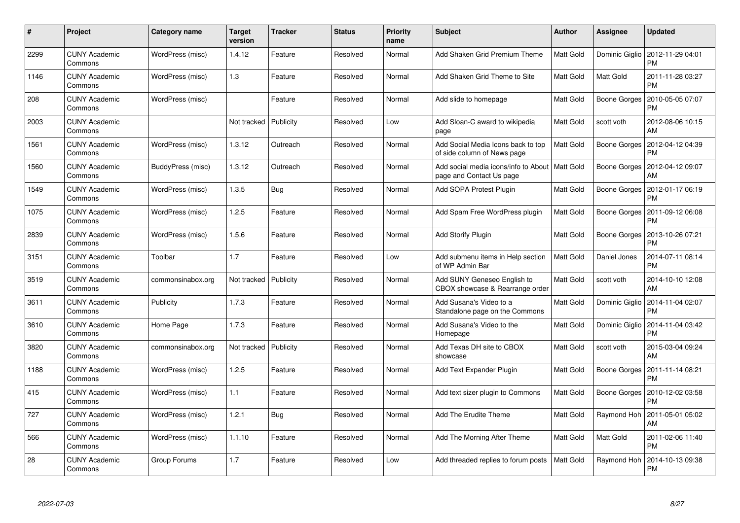| # | Project | Category name | Target version | Tracker | Status | Priority name | Subject | Author | Assignee | Updated |
|---|---|---|---|---|---|---|---|---|---|---|
| 2299 | CUNY Academic Commons | WordPress (misc) | 1.4.12 | Feature | Resolved | Normal | Add Shaken Grid Premium Theme | Matt Gold | Dominic Giglio | 2012-11-29 04:01 PM |
| 1146 | CUNY Academic Commons | WordPress (misc) | 1.3 | Feature | Resolved | Normal | Add Shaken Grid Theme to Site | Matt Gold | Matt Gold | 2011-11-28 03:27 PM |
| 208 | CUNY Academic Commons | WordPress (misc) | | Feature | Resolved | Normal | Add slide to homepage | Matt Gold | Boone Gorges | 2010-05-05 07:07 PM |
| 2003 | CUNY Academic Commons | | Not tracked | Publicity | Resolved | Low | Add Sloan-C award to wikipedia page | Matt Gold | scott voth | 2012-08-06 10:15 AM |
| 1561 | CUNY Academic Commons | WordPress (misc) | 1.3.12 | Outreach | Resolved | Normal | Add Social Media Icons back to top of side column of News page | Matt Gold | Boone Gorges | 2012-04-12 04:39 PM |
| 1560 | CUNY Academic Commons | BuddyPress (misc) | 1.3.12 | Outreach | Resolved | Normal | Add social media icons/info to About page and Contact Us page | Matt Gold | Boone Gorges | 2012-04-12 09:07 AM |
| 1549 | CUNY Academic Commons | WordPress (misc) | 1.3.5 | Bug | Resolved | Normal | Add SOPA Protest Plugin | Matt Gold | Boone Gorges | 2012-01-17 06:19 PM |
| 1075 | CUNY Academic Commons | WordPress (misc) | 1.2.5 | Feature | Resolved | Normal | Add Spam Free WordPress plugin | Matt Gold | Boone Gorges | 2011-09-12 06:08 PM |
| 2839 | CUNY Academic Commons | WordPress (misc) | 1.5.6 | Feature | Resolved | Normal | Add Storify Plugin | Matt Gold | Boone Gorges | 2013-10-26 07:21 PM |
| 3151 | CUNY Academic Commons | Toolbar | 1.7 | Feature | Resolved | Low | Add submenu items in Help section of WP Admin Bar | Matt Gold | Daniel Jones | 2014-07-11 08:14 PM |
| 3519 | CUNY Academic Commons | commonsinabox.org | Not tracked | Publicity | Resolved | Normal | Add SUNY Geneseo English to CBOX showcase & Rearrange order | Matt Gold | scott voth | 2014-10-10 12:08 AM |
| 3611 | CUNY Academic Commons | Publicity | 1.7.3 | Feature | Resolved | Normal | Add Susana's Video to a Standalone page on the Commons | Matt Gold | Dominic Giglio | 2014-11-04 02:07 PM |
| 3610 | CUNY Academic Commons | Home Page | 1.7.3 | Feature | Resolved | Normal | Add Susana's Video to the Homepage | Matt Gold | Dominic Giglio | 2014-11-04 03:42 PM |
| 3820 | CUNY Academic Commons | commonsinabox.org | Not tracked | Publicity | Resolved | Normal | Add Texas DH site to CBOX showcase | Matt Gold | scott voth | 2015-03-04 09:24 AM |
| 1188 | CUNY Academic Commons | WordPress (misc) | 1.2.5 | Feature | Resolved | Normal | Add Text Expander Plugin | Matt Gold | Boone Gorges | 2011-11-14 08:21 PM |
| 415 | CUNY Academic Commons | WordPress (misc) | 1.1 | Feature | Resolved | Normal | Add text sizer plugin to Commons | Matt Gold | Boone Gorges | 2010-12-02 03:58 PM |
| 727 | CUNY Academic Commons | WordPress (misc) | 1.2.1 | Bug | Resolved | Normal | Add The Erudite Theme | Matt Gold | Raymond Hoh | 2011-05-01 05:02 AM |
| 566 | CUNY Academic Commons | WordPress (misc) | 1.1.10 | Feature | Resolved | Normal | Add The Morning After Theme | Matt Gold | Matt Gold | 2011-02-06 11:40 PM |
| 28 | CUNY Academic Commons | Group Forums | 1.7 | Feature | Resolved | Low | Add threaded replies to forum posts | Matt Gold | Raymond Hoh | 2014-10-13 09:38 PM |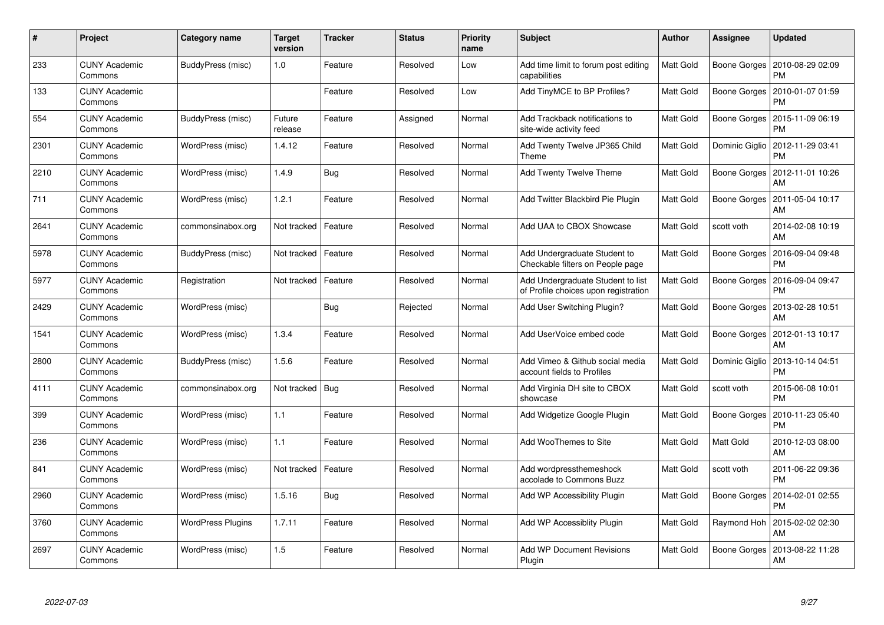| # | Project | Category name | Target version | Tracker | Status | Priority name | Subject | Author | Assignee | Updated |
|---|---|---|---|---|---|---|---|---|---|---|
| 233 | CUNY Academic Commons | BuddyPress (misc) | 1.0 | Feature | Resolved | Low | Add time limit to forum post editing capabilities | Matt Gold | Boone Gorges | 2010-08-29 02:09 PM |
| 133 | CUNY Academic Commons | | | Feature | Resolved | Low | Add TinyMCE to BP Profiles? | Matt Gold | Boone Gorges | 2010-01-07 01:59 PM |
| 554 | CUNY Academic Commons | BuddyPress (misc) | Future release | Feature | Assigned | Normal | Add Trackback notifications to site-wide activity feed | Matt Gold | Boone Gorges | 2015-11-09 06:19 PM |
| 2301 | CUNY Academic Commons | WordPress (misc) | 1.4.12 | Feature | Resolved | Normal | Add Twenty Twelve JP365 Child Theme | Matt Gold | Dominic Giglio | 2012-11-29 03:41 PM |
| 2210 | CUNY Academic Commons | WordPress (misc) | 1.4.9 | Bug | Resolved | Normal | Add Twenty Twelve Theme | Matt Gold | Boone Gorges | 2012-11-01 10:26 AM |
| 711 | CUNY Academic Commons | WordPress (misc) | 1.2.1 | Feature | Resolved | Normal | Add Twitter Blackbird Pie Plugin | Matt Gold | Boone Gorges | 2011-05-04 10:17 AM |
| 2641 | CUNY Academic Commons | commonsinabox.org | Not tracked | Feature | Resolved | Normal | Add UAA to CBOX Showcase | Matt Gold | scott voth | 2014-02-08 10:19 AM |
| 5978 | CUNY Academic Commons | BuddyPress (misc) | Not tracked | Feature | Resolved | Normal | Add Undergraduate Student to Checkable filters on People page | Matt Gold | Boone Gorges | 2016-09-04 09:48 PM |
| 5977 | CUNY Academic Commons | Registration | Not tracked | Feature | Resolved | Normal | Add Undergraduate Student to list of Profile choices upon registration | Matt Gold | Boone Gorges | 2016-09-04 09:47 PM |
| 2429 | CUNY Academic Commons | WordPress (misc) | | Bug | Rejected | Normal | Add User Switching Plugin? | Matt Gold | Boone Gorges | 2013-02-28 10:51 AM |
| 1541 | CUNY Academic Commons | WordPress (misc) | 1.3.4 | Feature | Resolved | Normal | Add UserVoice embed code | Matt Gold | Boone Gorges | 2012-01-13 10:17 AM |
| 2800 | CUNY Academic Commons | BuddyPress (misc) | 1.5.6 | Feature | Resolved | Normal | Add Vimeo & Github social media account fields to Profiles | Matt Gold | Dominic Giglio | 2013-10-14 04:51 PM |
| 4111 | CUNY Academic Commons | commonsinabox.org | Not tracked | Bug | Resolved | Normal | Add Virginia DH site to CBOX showcase | Matt Gold | scott voth | 2015-06-08 10:01 PM |
| 399 | CUNY Academic Commons | WordPress (misc) | 1.1 | Feature | Resolved | Normal | Add Widgetize Google Plugin | Matt Gold | Boone Gorges | 2010-11-23 05:40 PM |
| 236 | CUNY Academic Commons | WordPress (misc) | 1.1 | Feature | Resolved | Normal | Add WooThemes to Site | Matt Gold | Matt Gold | 2010-12-03 08:00 AM |
| 841 | CUNY Academic Commons | WordPress (misc) | Not tracked | Feature | Resolved | Normal | Add wordpressthemeshock accolade to Commons Buzz | Matt Gold | scott voth | 2011-06-22 09:36 PM |
| 2960 | CUNY Academic Commons | WordPress (misc) | 1.5.16 | Bug | Resolved | Normal | Add WP Accessibility Plugin | Matt Gold | Boone Gorges | 2014-02-01 02:55 PM |
| 3760 | CUNY Academic Commons | WordPress Plugins | 1.7.11 | Feature | Resolved | Normal | Add WP Accessiblity Plugin | Matt Gold | Raymond Hoh | 2015-02-02 02:30 AM |
| 2697 | CUNY Academic Commons | WordPress (misc) | 1.5 | Feature | Resolved | Normal | Add WP Document Revisions Plugin | Matt Gold | Boone Gorges | 2013-08-22 11:28 AM |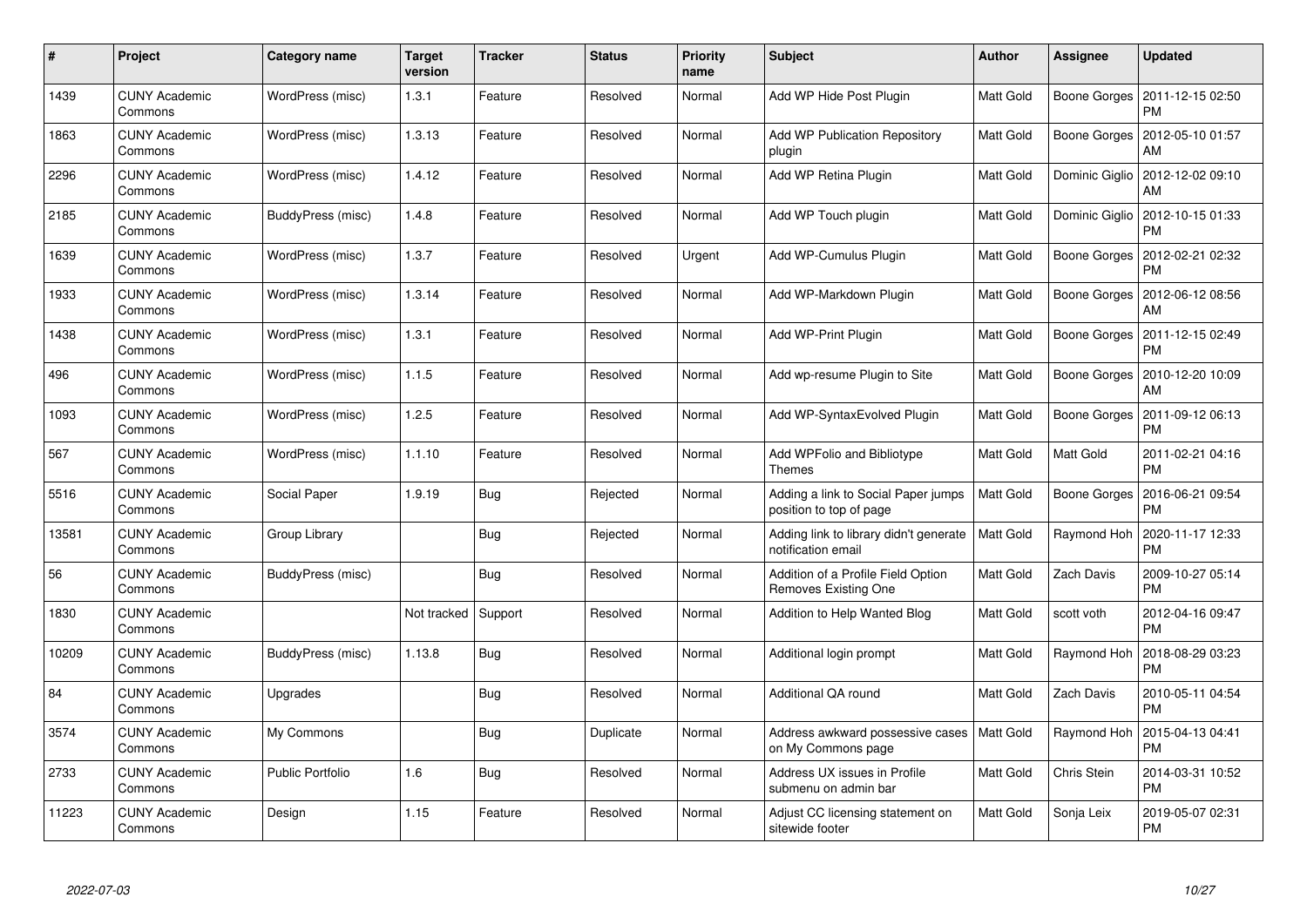| # | Project | Category name | Target version | Tracker | Status | Priority name | Subject | Author | Assignee | Updated |
|---|---|---|---|---|---|---|---|---|---|---|
| 1439 | CUNY Academic Commons | WordPress (misc) | 1.3.1 | Feature | Resolved | Normal | Add WP Hide Post Plugin | Matt Gold | Boone Gorges | 2011-12-15 02:50 PM |
| 1863 | CUNY Academic Commons | WordPress (misc) | 1.3.13 | Feature | Resolved | Normal | Add WP Publication Repository plugin | Matt Gold | Boone Gorges | 2012-05-10 01:57 AM |
| 2296 | CUNY Academic Commons | WordPress (misc) | 1.4.12 | Feature | Resolved | Normal | Add WP Retina Plugin | Matt Gold | Dominic Giglio | 2012-12-02 09:10 AM |
| 2185 | CUNY Academic Commons | BuddyPress (misc) | 1.4.8 | Feature | Resolved | Normal | Add WP Touch plugin | Matt Gold | Dominic Giglio | 2012-10-15 01:33 PM |
| 1639 | CUNY Academic Commons | WordPress (misc) | 1.3.7 | Feature | Resolved | Urgent | Add WP-Cumulus Plugin | Matt Gold | Boone Gorges | 2012-02-21 02:32 PM |
| 1933 | CUNY Academic Commons | WordPress (misc) | 1.3.14 | Feature | Resolved | Normal | Add WP-Markdown Plugin | Matt Gold | Boone Gorges | 2012-06-12 08:56 AM |
| 1438 | CUNY Academic Commons | WordPress (misc) | 1.3.1 | Feature | Resolved | Normal | Add WP-Print Plugin | Matt Gold | Boone Gorges | 2011-12-15 02:49 PM |
| 496 | CUNY Academic Commons | WordPress (misc) | 1.1.5 | Feature | Resolved | Normal | Add wp-resume Plugin to Site | Matt Gold | Boone Gorges | 2010-12-20 10:09 AM |
| 1093 | CUNY Academic Commons | WordPress (misc) | 1.2.5 | Feature | Resolved | Normal | Add WP-SyntaxEvolved Plugin | Matt Gold | Boone Gorges | 2011-09-12 06:13 PM |
| 567 | CUNY Academic Commons | WordPress (misc) | 1.1.10 | Feature | Resolved | Normal | Add WPFolio and Bibliotype Themes | Matt Gold | Matt Gold | 2011-02-21 04:16 PM |
| 5516 | CUNY Academic Commons | Social Paper | 1.9.19 | Bug | Rejected | Normal | Adding a link to Social Paper jumps position to top of page | Matt Gold | Boone Gorges | 2016-06-21 09:54 PM |
| 13581 | CUNY Academic Commons | Group Library | | Bug | Rejected | Normal | Adding link to library didn't generate notification email | Matt Gold | Raymond Hoh | 2020-11-17 12:33 PM |
| 56 | CUNY Academic Commons | BuddyPress (misc) | | Bug | Resolved | Normal | Addition of a Profile Field Option Removes Existing One | Matt Gold | Zach Davis | 2009-10-27 05:14 PM |
| 1830 | CUNY Academic Commons | | Not tracked | Support | Resolved | Normal | Addition to Help Wanted Blog | Matt Gold | scott voth | 2012-04-16 09:47 PM |
| 10209 | CUNY Academic Commons | BuddyPress (misc) | 1.13.8 | Bug | Resolved | Normal | Additional login prompt | Matt Gold | Raymond Hoh | 2018-08-29 03:23 PM |
| 84 | CUNY Academic Commons | Upgrades | | Bug | Resolved | Normal | Additional QA round | Matt Gold | Zach Davis | 2010-05-11 04:54 PM |
| 3574 | CUNY Academic Commons | My Commons | | Bug | Duplicate | Normal | Address awkward possessive cases on My Commons page | Matt Gold | Raymond Hoh | 2015-04-13 04:41 PM |
| 2733 | CUNY Academic Commons | Public Portfolio | 1.6 | Bug | Resolved | Normal | Address UX issues in Profile submenu on admin bar | Matt Gold | Chris Stein | 2014-03-31 10:52 PM |
| 11223 | CUNY Academic Commons | Design | 1.15 | Feature | Resolved | Normal | Adjust CC licensing statement on sitewide footer | Matt Gold | Sonja Leix | 2019-05-07 02:31 PM |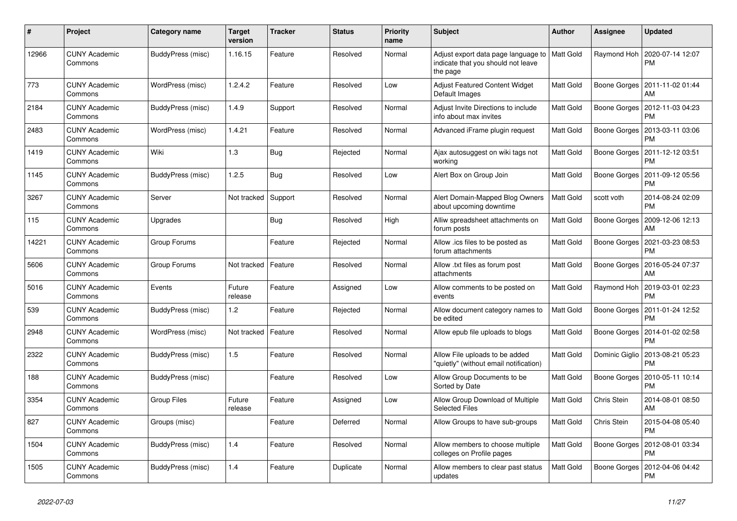| # | Project | Category name | Target version | Tracker | Status | Priority name | Subject | Author | Assignee | Updated |
|---|---|---|---|---|---|---|---|---|---|---|
| 12966 | CUNY Academic Commons | BuddyPress (misc) | 1.16.15 | Feature | Resolved | Normal | Adjust export data page language to indicate that you should not leave the page | Matt Gold | Raymond Hoh | 2020-07-14 12:07 PM |
| 773 | CUNY Academic Commons | WordPress (misc) | 1.2.4.2 | Feature | Resolved | Low | Adjust Featured Content Widget Default Images | Matt Gold | Boone Gorges | 2011-11-02 01:44 AM |
| 2184 | CUNY Academic Commons | BuddyPress (misc) | 1.4.9 | Support | Resolved | Normal | Adjust Invite Directions to include info about max invites | Matt Gold | Boone Gorges | 2012-11-03 04:23 PM |
| 2483 | CUNY Academic Commons | WordPress (misc) | 1.4.21 | Feature | Resolved | Normal | Advanced iFrame plugin request | Matt Gold | Boone Gorges | 2013-03-11 03:06 PM |
| 1419 | CUNY Academic Commons | Wiki | 1.3 | Bug | Rejected | Normal | Ajax autosuggest on wiki tags not working | Matt Gold | Boone Gorges | 2011-12-12 03:51 PM |
| 1145 | CUNY Academic Commons | BuddyPress (misc) | 1.2.5 | Bug | Resolved | Low | Alert Box on Group Join | Matt Gold | Boone Gorges | 2011-09-12 05:56 PM |
| 3267 | CUNY Academic Commons | Server | Not tracked | Support | Resolved | Normal | Alert Domain-Mapped Blog Owners about upcoming downtime | Matt Gold | scott voth | 2014-08-24 02:09 PM |
| 115 | CUNY Academic Commons | Upgrades | | Bug | Resolved | High | Alliw spreadsheet attachments on forum posts | Matt Gold | Boone Gorges | 2009-12-06 12:13 AM |
| 14221 | CUNY Academic Commons | Group Forums | | Feature | Rejected | Normal | Allow .ics files to be posted as forum attachments | Matt Gold | Boone Gorges | 2021-03-23 08:53 PM |
| 5606 | CUNY Academic Commons | Group Forums | Not tracked | Feature | Resolved | Normal | Allow .txt files as forum post attachments | Matt Gold | Boone Gorges | 2016-05-24 07:37 AM |
| 5016 | CUNY Academic Commons | Events | Future release | Feature | Assigned | Low | Allow comments to be posted on events | Matt Gold | Raymond Hoh | 2019-03-01 02:23 PM |
| 539 | CUNY Academic Commons | BuddyPress (misc) | 1.2 | Feature | Rejected | Normal | Allow document category names to be edited | Matt Gold | Boone Gorges | 2011-01-24 12:52 PM |
| 2948 | CUNY Academic Commons | WordPress (misc) | Not tracked | Feature | Resolved | Normal | Allow epub file uploads to blogs | Matt Gold | Boone Gorges | 2014-01-02 02:58 PM |
| 2322 | CUNY Academic Commons | BuddyPress (misc) | 1.5 | Feature | Resolved | Normal | Allow File uploads to be added "quietly" (without email notification) | Matt Gold | Dominic Giglio | 2013-08-21 05:23 PM |
| 188 | CUNY Academic Commons | BuddyPress (misc) | | Feature | Resolved | Low | Allow Group Documents to be Sorted by Date | Matt Gold | Boone Gorges | 2010-05-11 10:14 PM |
| 3354 | CUNY Academic Commons | Group Files | Future release | Feature | Assigned | Low | Allow Group Download of Multiple Selected Files | Matt Gold | Chris Stein | 2014-08-01 08:50 AM |
| 827 | CUNY Academic Commons | Groups (misc) | | Feature | Deferred | Normal | Allow Groups to have sub-groups | Matt Gold | Chris Stein | 2015-04-08 05:40 PM |
| 1504 | CUNY Academic Commons | BuddyPress (misc) | 1.4 | Feature | Resolved | Normal | Allow members to choose multiple colleges on Profile pages | Matt Gold | Boone Gorges | 2012-08-01 03:34 PM |
| 1505 | CUNY Academic Commons | BuddyPress (misc) | 1.4 | Feature | Duplicate | Normal | Allow members to clear past status updates | Matt Gold | Boone Gorges | 2012-04-06 04:42 PM |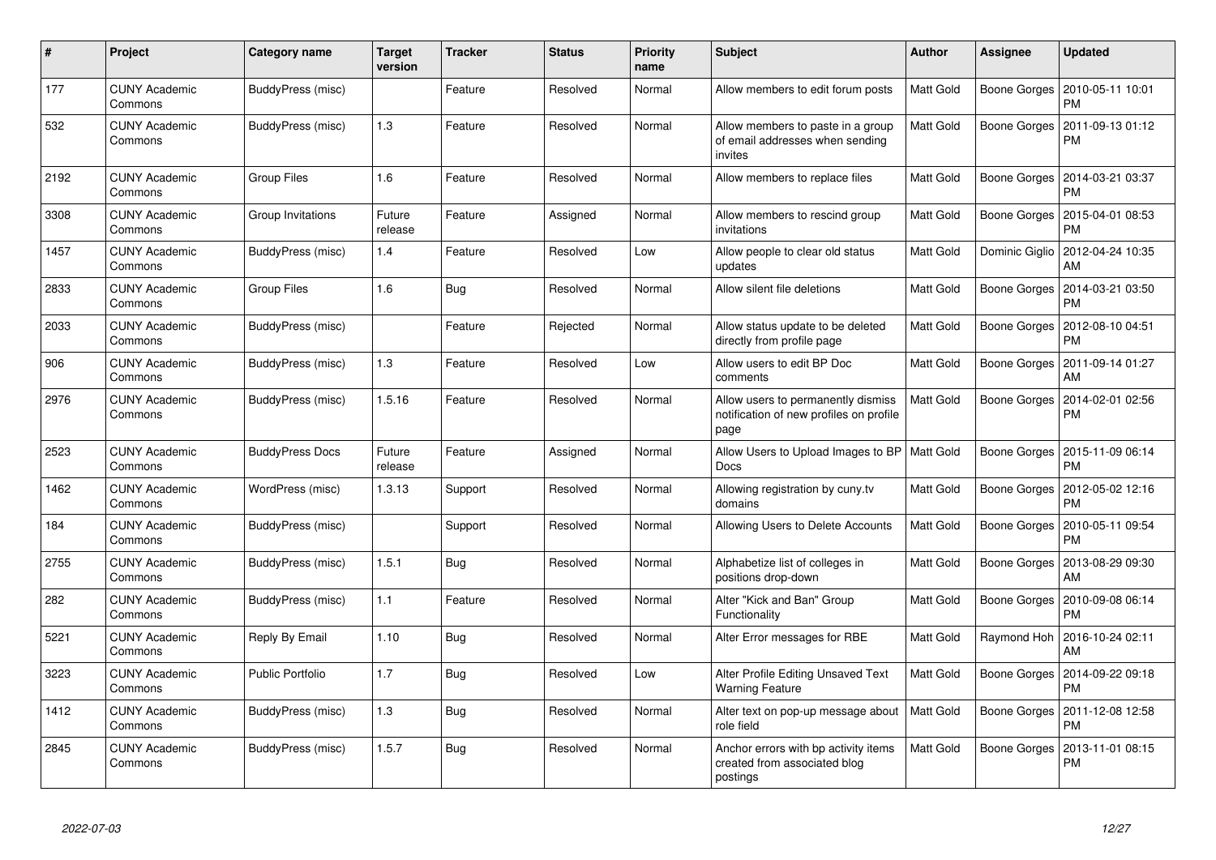| # | Project | Category name | Target version | Tracker | Status | Priority name | Subject | Author | Assignee | Updated |
|---|---|---|---|---|---|---|---|---|---|---|
| 177 | CUNY Academic Commons | BuddyPress (misc) | | Feature | Resolved | Normal | Allow members to edit forum posts | Matt Gold | Boone Gorges | 2010-05-11 10:01 PM |
| 532 | CUNY Academic Commons | BuddyPress (misc) | 1.3 | Feature | Resolved | Normal | Allow members to paste in a group of email addresses when sending invites | Matt Gold | Boone Gorges | 2011-09-13 01:12 PM |
| 2192 | CUNY Academic Commons | Group Files | 1.6 | Feature | Resolved | Normal | Allow members to replace files | Matt Gold | Boone Gorges | 2014-03-21 03:37 PM |
| 3308 | CUNY Academic Commons | Group Invitations | Future release | Feature | Assigned | Normal | Allow members to rescind group invitations | Matt Gold | Boone Gorges | 2015-04-01 08:53 PM |
| 1457 | CUNY Academic Commons | BuddyPress (misc) | 1.4 | Feature | Resolved | Low | Allow people to clear old status updates | Matt Gold | Dominic Giglio | 2012-04-24 10:35 AM |
| 2833 | CUNY Academic Commons | Group Files | 1.6 | Bug | Resolved | Normal | Allow silent file deletions | Matt Gold | Boone Gorges | 2014-03-21 03:50 PM |
| 2033 | CUNY Academic Commons | BuddyPress (misc) | | Feature | Rejected | Normal | Allow status update to be deleted directly from profile page | Matt Gold | Boone Gorges | 2012-08-10 04:51 PM |
| 906 | CUNY Academic Commons | BuddyPress (misc) | 1.3 | Feature | Resolved | Low | Allow users to edit BP Doc comments | Matt Gold | Boone Gorges | 2011-09-14 01:27 AM |
| 2976 | CUNY Academic Commons | BuddyPress (misc) | 1.5.16 | Feature | Resolved | Normal | Allow users to permanently dismiss notification of new profiles on profile page | Matt Gold | Boone Gorges | 2014-02-01 02:56 PM |
| 2523 | CUNY Academic Commons | BuddyPress Docs | Future release | Feature | Assigned | Normal | Allow Users to Upload Images to BP Docs | Matt Gold | Boone Gorges | 2015-11-09 06:14 PM |
| 1462 | CUNY Academic Commons | WordPress (misc) | 1.3.13 | Support | Resolved | Normal | Allowing registration by cuny.tv domains | Matt Gold | Boone Gorges | 2012-05-02 12:16 PM |
| 184 | CUNY Academic Commons | BuddyPress (misc) | | Support | Resolved | Normal | Allowing Users to Delete Accounts | Matt Gold | Boone Gorges | 2010-05-11 09:54 PM |
| 2755 | CUNY Academic Commons | BuddyPress (misc) | 1.5.1 | Bug | Resolved | Normal | Alphabetize list of colleges in positions drop-down | Matt Gold | Boone Gorges | 2013-08-29 09:30 AM |
| 282 | CUNY Academic Commons | BuddyPress (misc) | 1.1 | Feature | Resolved | Normal | Alter "Kick and Ban" Group Functionality | Matt Gold | Boone Gorges | 2010-09-08 06:14 PM |
| 5221 | CUNY Academic Commons | Reply By Email | 1.10 | Bug | Resolved | Normal | Alter Error messages for RBE | Matt Gold | Raymond Hoh | 2016-10-24 02:11 AM |
| 3223 | CUNY Academic Commons | Public Portfolio | 1.7 | Bug | Resolved | Low | Alter Profile Editing Unsaved Text Warning Feature | Matt Gold | Boone Gorges | 2014-09-22 09:18 PM |
| 1412 | CUNY Academic Commons | BuddyPress (misc) | 1.3 | Bug | Resolved | Normal | Alter text on pop-up message about role field | Matt Gold | Boone Gorges | 2011-12-08 12:58 PM |
| 2845 | CUNY Academic Commons | BuddyPress (misc) | 1.5.7 | Bug | Resolved | Normal | Anchor errors with bp activity items created from associated blog postings | Matt Gold | Boone Gorges | 2013-11-01 08:15 PM |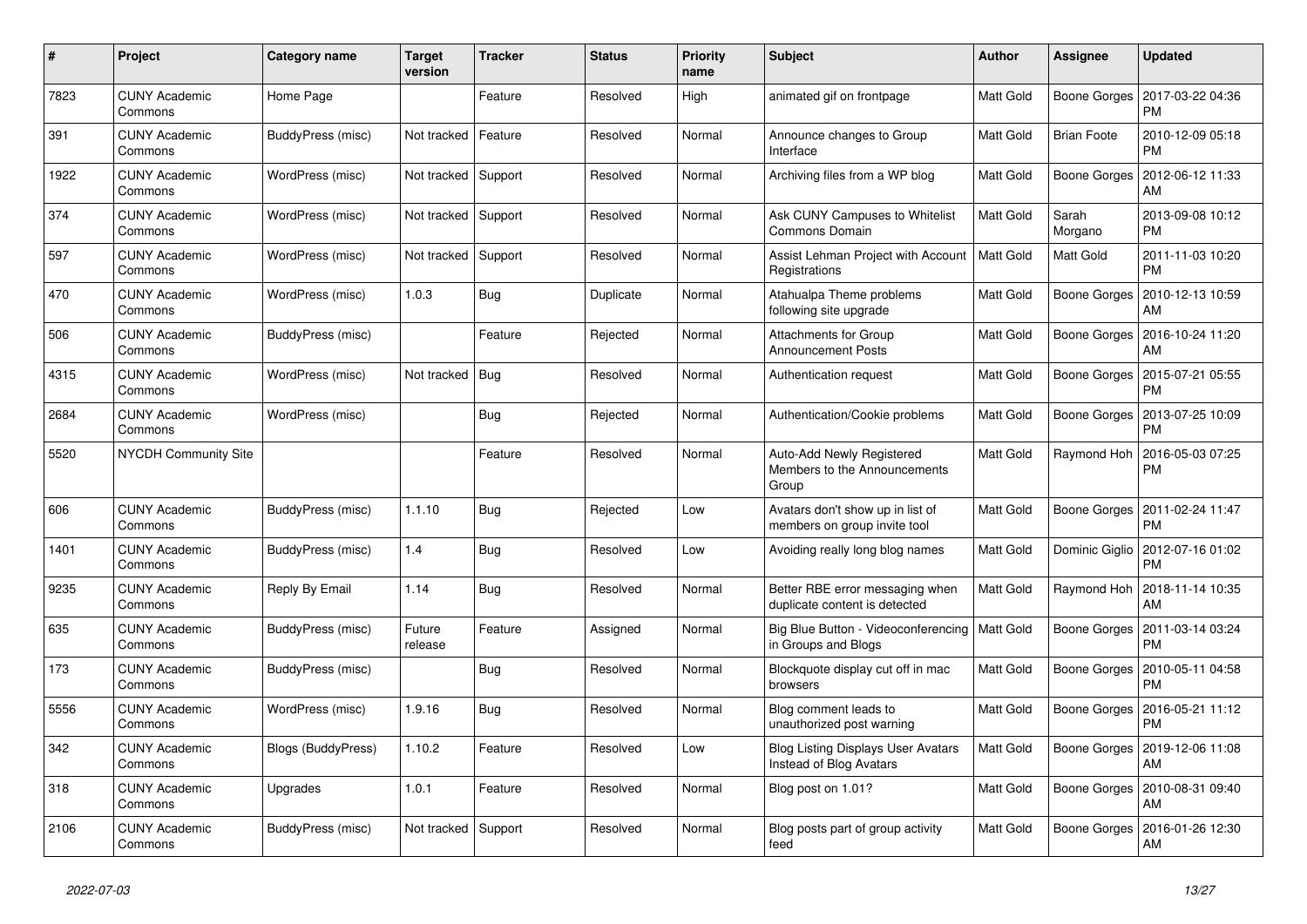| # | Project | Category name | Target version | Tracker | Status | Priority name | Subject | Author | Assignee | Updated |
|---|---|---|---|---|---|---|---|---|---|---|
| 7823 | CUNY Academic Commons | Home Page | | Feature | Resolved | High | animated gif on frontpage | Matt Gold | Boone Gorges | 2017-03-22 04:36 PM |
| 391 | CUNY Academic Commons | BuddyPress (misc) | Not tracked | Feature | Resolved | Normal | Announce changes to Group Interface | Matt Gold | Brian Foote | 2010-12-09 05:18 PM |
| 1922 | CUNY Academic Commons | WordPress (misc) | Not tracked | Support | Resolved | Normal | Archiving files from a WP blog | Matt Gold | Boone Gorges | 2012-06-12 11:33 AM |
| 374 | CUNY Academic Commons | WordPress (misc) | Not tracked | Support | Resolved | Normal | Ask CUNY Campuses to Whitelist Commons Domain | Matt Gold | Sarah Morgano | 2013-09-08 10:12 PM |
| 597 | CUNY Academic Commons | WordPress (misc) | Not tracked | Support | Resolved | Normal | Assist Lehman Project with Account Registrations | Matt Gold | Matt Gold | 2011-11-03 10:20 PM |
| 470 | CUNY Academic Commons | WordPress (misc) | 1.0.3 | Bug | Duplicate | Normal | Atahualpa Theme problems following site upgrade | Matt Gold | Boone Gorges | 2010-12-13 10:59 AM |
| 506 | CUNY Academic Commons | BuddyPress (misc) | | Feature | Rejected | Normal | Attachments for Group Announcement Posts | Matt Gold | Boone Gorges | 2016-10-24 11:20 AM |
| 4315 | CUNY Academic Commons | WordPress (misc) | Not tracked | Bug | Resolved | Normal | Authentication request | Matt Gold | Boone Gorges | 2015-07-21 05:55 PM |
| 2684 | CUNY Academic Commons | WordPress (misc) | | Bug | Rejected | Normal | Authentication/Cookie problems | Matt Gold | Boone Gorges | 2013-07-25 10:09 PM |
| 5520 | NYCDH Community Site | | | Feature | Resolved | Normal | Auto-Add Newly Registered Members to the Announcements Group | Matt Gold | Raymond Hoh | 2016-05-03 07:25 PM |
| 606 | CUNY Academic Commons | BuddyPress (misc) | 1.1.10 | Bug | Rejected | Low | Avatars don't show up in list of members on group invite tool | Matt Gold | Boone Gorges | 2011-02-24 11:47 PM |
| 1401 | CUNY Academic Commons | BuddyPress (misc) | 1.4 | Bug | Resolved | Low | Avoiding really long blog names | Matt Gold | Dominic Giglio | 2012-07-16 01:02 PM |
| 9235 | CUNY Academic Commons | Reply By Email | 1.14 | Bug | Resolved | Normal | Better RBE error messaging when duplicate content is detected | Matt Gold | Raymond Hoh | 2018-11-14 10:35 AM |
| 635 | CUNY Academic Commons | BuddyPress (misc) | Future release | Feature | Assigned | Normal | Big Blue Button - Videoconferencing in Groups and Blogs | Matt Gold | Boone Gorges | 2011-03-14 03:24 PM |
| 173 | CUNY Academic Commons | BuddyPress (misc) | | Bug | Resolved | Normal | Blockquote display cut off in mac browsers | Matt Gold | Boone Gorges | 2010-05-11 04:58 PM |
| 5556 | CUNY Academic Commons | WordPress (misc) | 1.9.16 | Bug | Resolved | Normal | Blog comment leads to unauthorized post warning | Matt Gold | Boone Gorges | 2016-05-21 11:12 PM |
| 342 | CUNY Academic Commons | Blogs (BuddyPress) | 1.10.2 | Feature | Resolved | Low | Blog Listing Displays User Avatars Instead of Blog Avatars | Matt Gold | Boone Gorges | 2019-12-06 11:08 AM |
| 318 | CUNY Academic Commons | Upgrades | 1.0.1 | Feature | Resolved | Normal | Blog post on 1.01? | Matt Gold | Boone Gorges | 2010-08-31 09:40 AM |
| 2106 | CUNY Academic Commons | BuddyPress (misc) | Not tracked | Support | Resolved | Normal | Blog posts part of group activity feed | Matt Gold | Boone Gorges | 2016-01-26 12:30 AM |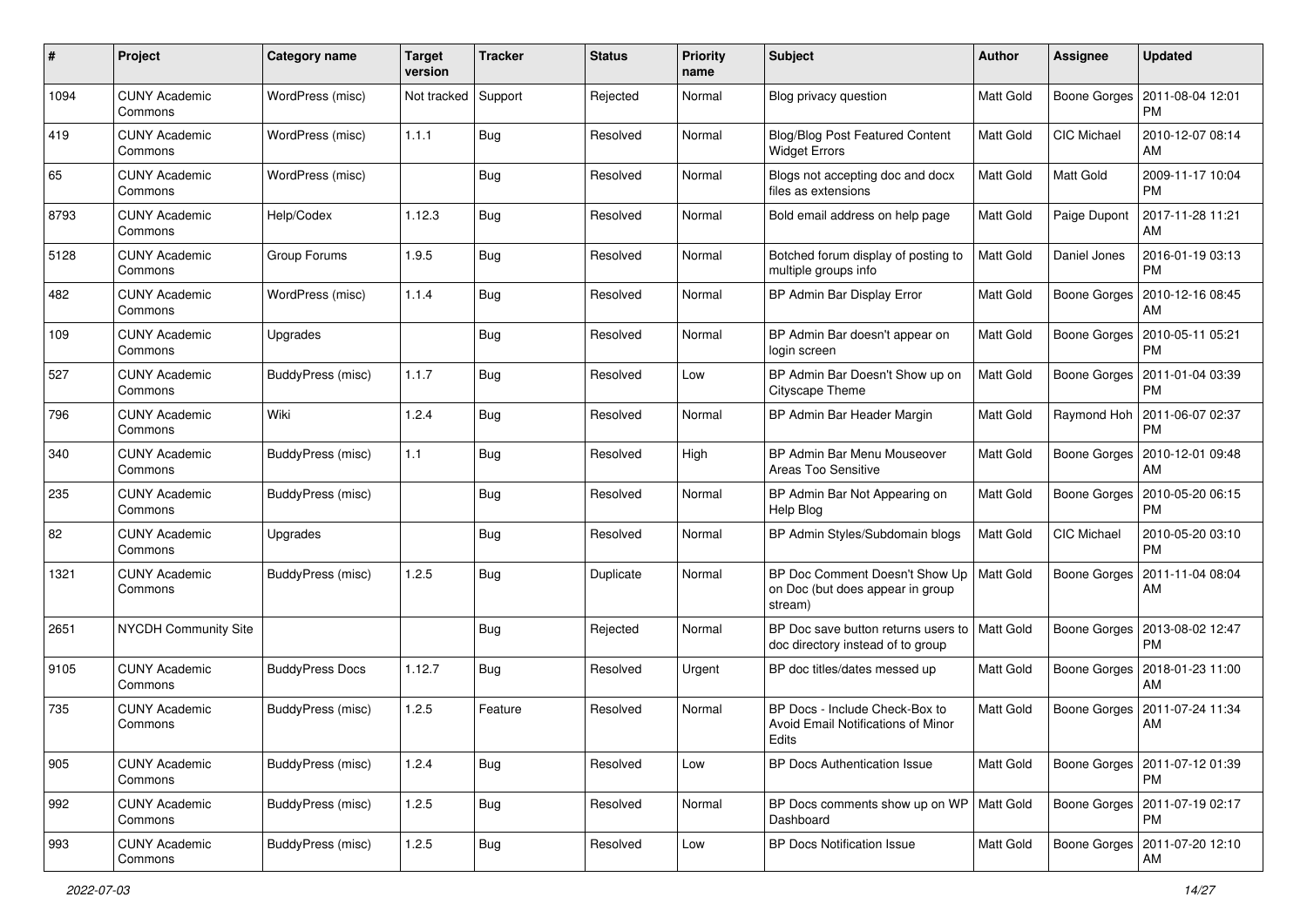| # | Project | Category name | Target version | Tracker | Status | Priority name | Subject | Author | Assignee | Updated |
|---|---|---|---|---|---|---|---|---|---|---|
| 1094 | CUNY Academic Commons | WordPress (misc) | Not tracked | Support | Rejected | Normal | Blog privacy question | Matt Gold | Boone Gorges | 2011-08-04 12:01 PM |
| 419 | CUNY Academic Commons | WordPress (misc) | 1.1.1 | Bug | Resolved | Normal | Blog/Blog Post Featured Content Widget Errors | Matt Gold | CIC Michael | 2010-12-07 08:14 AM |
| 65 | CUNY Academic Commons | WordPress (misc) | | Bug | Resolved | Normal | Blogs not accepting doc and docx files as extensions | Matt Gold | Matt Gold | 2009-11-17 10:04 PM |
| 8793 | CUNY Academic Commons | Help/Codex | 1.12.3 | Bug | Resolved | Normal | Bold email address on help page | Matt Gold | Paige Dupont | 2017-11-28 11:21 AM |
| 5128 | CUNY Academic Commons | Group Forums | 1.9.5 | Bug | Resolved | Normal | Botched forum display of posting to multiple groups info | Matt Gold | Daniel Jones | 2016-01-19 03:13 PM |
| 482 | CUNY Academic Commons | WordPress (misc) | 1.1.4 | Bug | Resolved | Normal | BP Admin Bar Display Error | Matt Gold | Boone Gorges | 2010-12-16 08:45 AM |
| 109 | CUNY Academic Commons | Upgrades | | Bug | Resolved | Normal | BP Admin Bar doesn't appear on login screen | Matt Gold | Boone Gorges | 2010-05-11 05:21 PM |
| 527 | CUNY Academic Commons | BuddyPress (misc) | 1.1.7 | Bug | Resolved | Low | BP Admin Bar Doesn't Show up on Cityscape Theme | Matt Gold | Boone Gorges | 2011-01-04 03:39 PM |
| 796 | CUNY Academic Commons | Wiki | 1.2.4 | Bug | Resolved | Normal | BP Admin Bar Header Margin | Matt Gold | Raymond Hoh | 2011-06-07 02:37 PM |
| 340 | CUNY Academic Commons | BuddyPress (misc) | 1.1 | Bug | Resolved | High | BP Admin Bar Menu Mouseover Areas Too Sensitive | Matt Gold | Boone Gorges | 2010-12-01 09:48 AM |
| 235 | CUNY Academic Commons | BuddyPress (misc) | | Bug | Resolved | Normal | BP Admin Bar Not Appearing on Help Blog | Matt Gold | Boone Gorges | 2010-05-20 06:15 PM |
| 82 | CUNY Academic Commons | Upgrades | | Bug | Resolved | Normal | BP Admin Styles/Subdomain blogs | Matt Gold | CIC Michael | 2010-05-20 03:10 PM |
| 1321 | CUNY Academic Commons | BuddyPress (misc) | 1.2.5 | Bug | Duplicate | Normal | BP Doc Comment Doesn't Show Up on Doc (but does appear in group stream) | Matt Gold | Boone Gorges | 2011-11-04 08:04 AM |
| 2651 | NYCDH Community Site | | | Bug | Rejected | Normal | BP Doc save button returns users to doc directory instead of to group | Matt Gold | Boone Gorges | 2013-08-02 12:47 PM |
| 9105 | CUNY Academic Commons | BuddyPress Docs | 1.12.7 | Bug | Resolved | Urgent | BP doc titles/dates messed up | Matt Gold | Boone Gorges | 2018-01-23 11:00 AM |
| 735 | CUNY Academic Commons | BuddyPress (misc) | 1.2.5 | Feature | Resolved | Normal | BP Docs - Include Check-Box to Avoid Email Notifications of Minor Edits | Matt Gold | Boone Gorges | 2011-07-24 11:34 AM |
| 905 | CUNY Academic Commons | BuddyPress (misc) | 1.2.4 | Bug | Resolved | Low | BP Docs Authentication Issue | Matt Gold | Boone Gorges | 2011-07-12 01:39 PM |
| 992 | CUNY Academic Commons | BuddyPress (misc) | 1.2.5 | Bug | Resolved | Normal | BP Docs comments show up on WP Dashboard | Matt Gold | Boone Gorges | 2011-07-19 02:17 PM |
| 993 | CUNY Academic Commons | BuddyPress (misc) | 1.2.5 | Bug | Resolved | Low | BP Docs Notification Issue | Matt Gold | Boone Gorges | 2011-07-20 12:10 AM |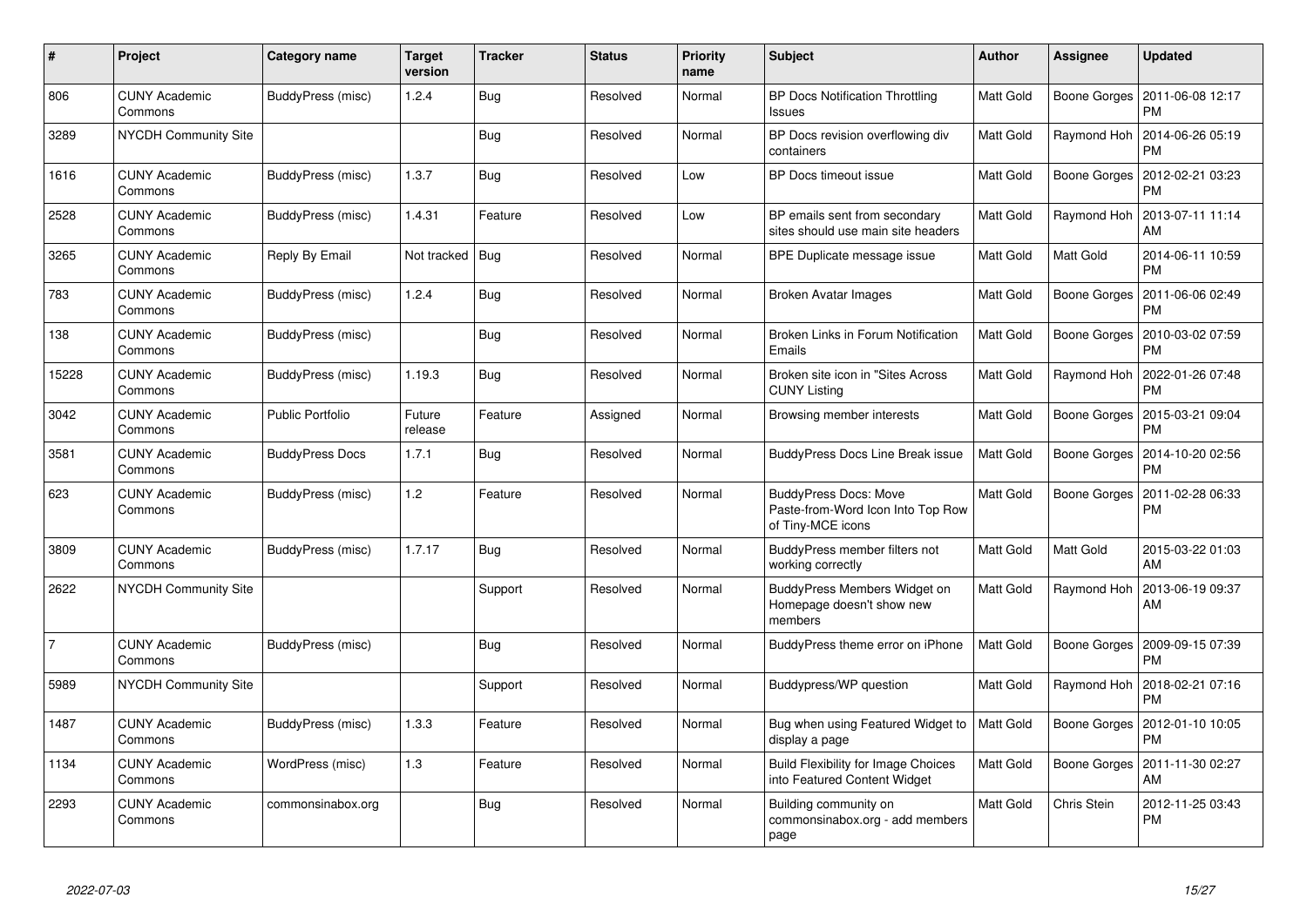| # | Project | Category name | Target version | Tracker | Status | Priority name | Subject | Author | Assignee | Updated |
|---|---|---|---|---|---|---|---|---|---|---|
| 806 | CUNY Academic Commons | BuddyPress (misc) | 1.2.4 | Bug | Resolved | Normal | BP Docs Notification Throttling Issues | Matt Gold | Boone Gorges | 2011-06-08 12:17 PM |
| 3289 | NYCDH Community Site | | | Bug | Resolved | Normal | BP Docs revision overflowing div containers | Matt Gold | Raymond Hoh | 2014-06-26 05:19 PM |
| 1616 | CUNY Academic Commons | BuddyPress (misc) | 1.3.7 | Bug | Resolved | Low | BP Docs timeout issue | Matt Gold | Boone Gorges | 2012-02-21 03:23 PM |
| 2528 | CUNY Academic Commons | BuddyPress (misc) | 1.4.31 | Feature | Resolved | Low | BP emails sent from secondary sites should use main site headers | Matt Gold | Raymond Hoh | 2013-07-11 11:14 AM |
| 3265 | CUNY Academic Commons | Reply By Email | Not tracked | Bug | Resolved | Normal | BPE Duplicate message issue | Matt Gold | Matt Gold | 2014-06-11 10:59 PM |
| 783 | CUNY Academic Commons | BuddyPress (misc) | 1.2.4 | Bug | Resolved | Normal | Broken Avatar Images | Matt Gold | Boone Gorges | 2011-06-06 02:49 PM |
| 138 | CUNY Academic Commons | BuddyPress (misc) | | Bug | Resolved | Normal | Broken Links in Forum Notification Emails | Matt Gold | Boone Gorges | 2010-03-02 07:59 PM |
| 15228 | CUNY Academic Commons | BuddyPress (misc) | 1.19.3 | Bug | Resolved | Normal | Broken site icon in "Sites Across CUNY Listing | Matt Gold | Raymond Hoh | 2022-01-26 07:48 PM |
| 3042 | CUNY Academic Commons | Public Portfolio | Future release | Feature | Assigned | Normal | Browsing member interests | Matt Gold | Boone Gorges | 2015-03-21 09:04 PM |
| 3581 | CUNY Academic Commons | BuddyPress Docs | 1.7.1 | Bug | Resolved | Normal | BuddyPress Docs Line Break issue | Matt Gold | Boone Gorges | 2014-10-20 02:56 PM |
| 623 | CUNY Academic Commons | BuddyPress (misc) | 1.2 | Feature | Resolved | Normal | BuddyPress Docs: Move Paste-from-Word Icon Into Top Row of Tiny-MCE icons | Matt Gold | Boone Gorges | 2011-02-28 06:33 PM |
| 3809 | CUNY Academic Commons | BuddyPress (misc) | 1.7.17 | Bug | Resolved | Normal | BuddyPress member filters not working correctly | Matt Gold | Matt Gold | 2015-03-22 01:03 AM |
| 2622 | NYCDH Community Site | | | Support | Resolved | Normal | BuddyPress Members Widget on Homepage doesn't show new members | Matt Gold | Raymond Hoh | 2013-06-19 09:37 AM |
| 7 | CUNY Academic Commons | BuddyPress (misc) | | Bug | Resolved | Normal | BuddyPress theme error on iPhone | Matt Gold | Boone Gorges | 2009-09-15 07:39 PM |
| 5989 | NYCDH Community Site | | | Support | Resolved | Normal | Buddypress/WP question | Matt Gold | Raymond Hoh | 2018-02-21 07:16 PM |
| 1487 | CUNY Academic Commons | BuddyPress (misc) | 1.3.3 | Feature | Resolved | Normal | Bug when using Featured Widget to display a page | Matt Gold | Boone Gorges | 2012-01-10 10:05 PM |
| 1134 | CUNY Academic Commons | WordPress (misc) | 1.3 | Feature | Resolved | Normal | Build Flexibility for Image Choices into Featured Content Widget | Matt Gold | Boone Gorges | 2011-11-30 02:27 AM |
| 2293 | CUNY Academic Commons | commonsinabox.org | | Bug | Resolved | Normal | Building community on commonsinabox.org - add members page | Matt Gold | Chris Stein | 2012-11-25 03:43 PM |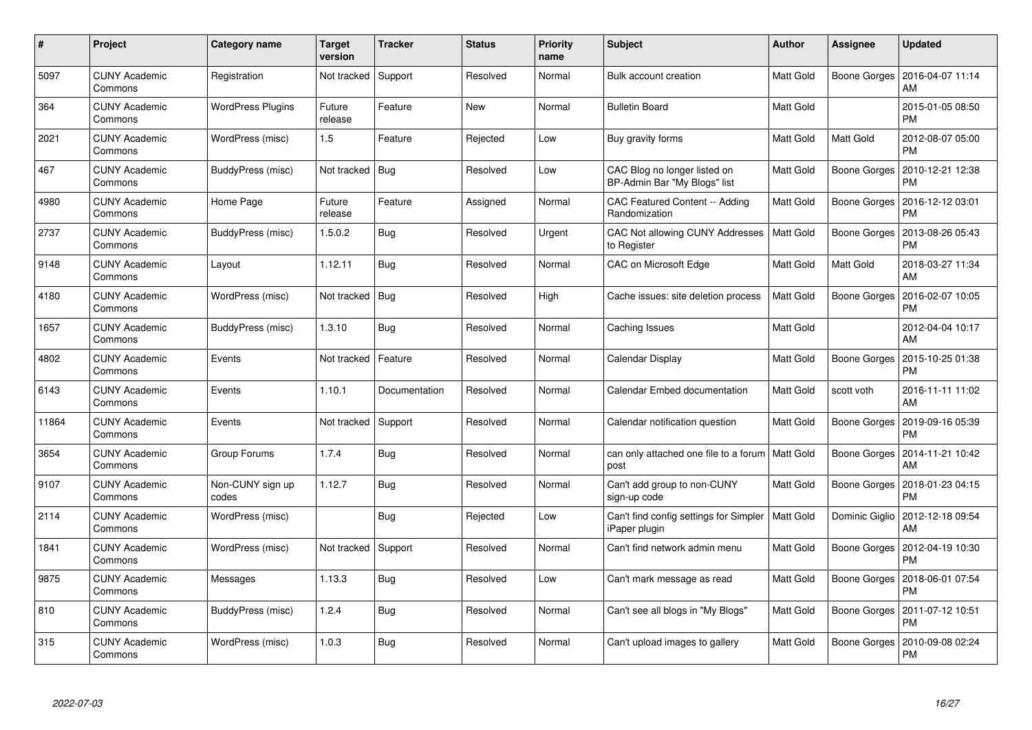| # | Project | Category name | Target version | Tracker | Status | Priority name | Subject | Author | Assignee | Updated |
|---|---|---|---|---|---|---|---|---|---|---|
| 5097 | CUNY Academic Commons | Registration | Not tracked | Support | Resolved | Normal | Bulk account creation | Matt Gold | Boone Gorges | 2016-04-07 11:14 AM |
| 364 | CUNY Academic Commons | WordPress Plugins | Future release | Feature | New | Normal | Bulletin Board | Matt Gold | | 2015-01-05 08:50 PM |
| 2021 | CUNY Academic Commons | WordPress (misc) | 1.5 | Feature | Rejected | Low | Buy gravity forms | Matt Gold | Matt Gold | 2012-08-07 05:00 PM |
| 467 | CUNY Academic Commons | BuddyPress (misc) | Not tracked | Bug | Resolved | Low | CAC Blog no longer listed on BP-Admin Bar "My Blogs" list | Matt Gold | Boone Gorges | 2010-12-21 12:38 PM |
| 4980 | CUNY Academic Commons | Home Page | Future release | Feature | Assigned | Normal | CAC Featured Content -- Adding Randomization | Matt Gold | Boone Gorges | 2016-12-12 03:01 PM |
| 2737 | CUNY Academic Commons | BuddyPress (misc) | 1.5.0.2 | Bug | Resolved | Urgent | CAC Not allowing CUNY Addresses to Register | Matt Gold | Boone Gorges | 2013-08-26 05:43 PM |
| 9148 | CUNY Academic Commons | Layout | 1.12.11 | Bug | Resolved | Normal | CAC on Microsoft Edge | Matt Gold | Matt Gold | 2018-03-27 11:34 AM |
| 4180 | CUNY Academic Commons | WordPress (misc) | Not tracked | Bug | Resolved | High | Cache issues: site deletion process | Matt Gold | Boone Gorges | 2016-02-07 10:05 PM |
| 1657 | CUNY Academic Commons | BuddyPress (misc) | 1.3.10 | Bug | Resolved | Normal | Caching Issues | Matt Gold | | 2012-04-04 10:17 AM |
| 4802 | CUNY Academic Commons | Events | Not tracked | Feature | Resolved | Normal | Calendar Display | Matt Gold | Boone Gorges | 2015-10-25 01:38 PM |
| 6143 | CUNY Academic Commons | Events | 1.10.1 | Documentation | Resolved | Normal | Calendar Embed documentation | Matt Gold | scott voth | 2016-11-11 11:02 AM |
| 11864 | CUNY Academic Commons | Events | Not tracked | Support | Resolved | Normal | Calendar notification question | Matt Gold | Boone Gorges | 2019-09-16 05:39 PM |
| 3654 | CUNY Academic Commons | Group Forums | 1.7.4 | Bug | Resolved | Normal | can only attached one file to a forum post | Matt Gold | Boone Gorges | 2014-11-21 10:42 AM |
| 9107 | CUNY Academic Commons | Non-CUNY sign up codes | 1.12.7 | Bug | Resolved | Normal | Can't add group to non-CUNY sign-up code | Matt Gold | Boone Gorges | 2018-01-23 04:15 PM |
| 2114 | CUNY Academic Commons | WordPress (misc) | | Bug | Rejected | Low | Can't find config settings for Simpler iPaper plugin | Matt Gold | Dominic Giglio | 2012-12-18 09:54 AM |
| 1841 | CUNY Academic Commons | WordPress (misc) | Not tracked | Support | Resolved | Normal | Can't find network admin menu | Matt Gold | Boone Gorges | 2012-04-19 10:30 PM |
| 9875 | CUNY Academic Commons | Messages | 1.13.3 | Bug | Resolved | Low | Can't mark message as read | Matt Gold | Boone Gorges | 2018-06-01 07:54 PM |
| 810 | CUNY Academic Commons | BuddyPress (misc) | 1.2.4 | Bug | Resolved | Normal | Can't see all blogs in "My Blogs" | Matt Gold | Boone Gorges | 2011-07-12 10:51 PM |
| 315 | CUNY Academic Commons | WordPress (misc) | 1.0.3 | Bug | Resolved | Normal | Can't upload images to gallery | Matt Gold | Boone Gorges | 2010-09-08 02:24 PM |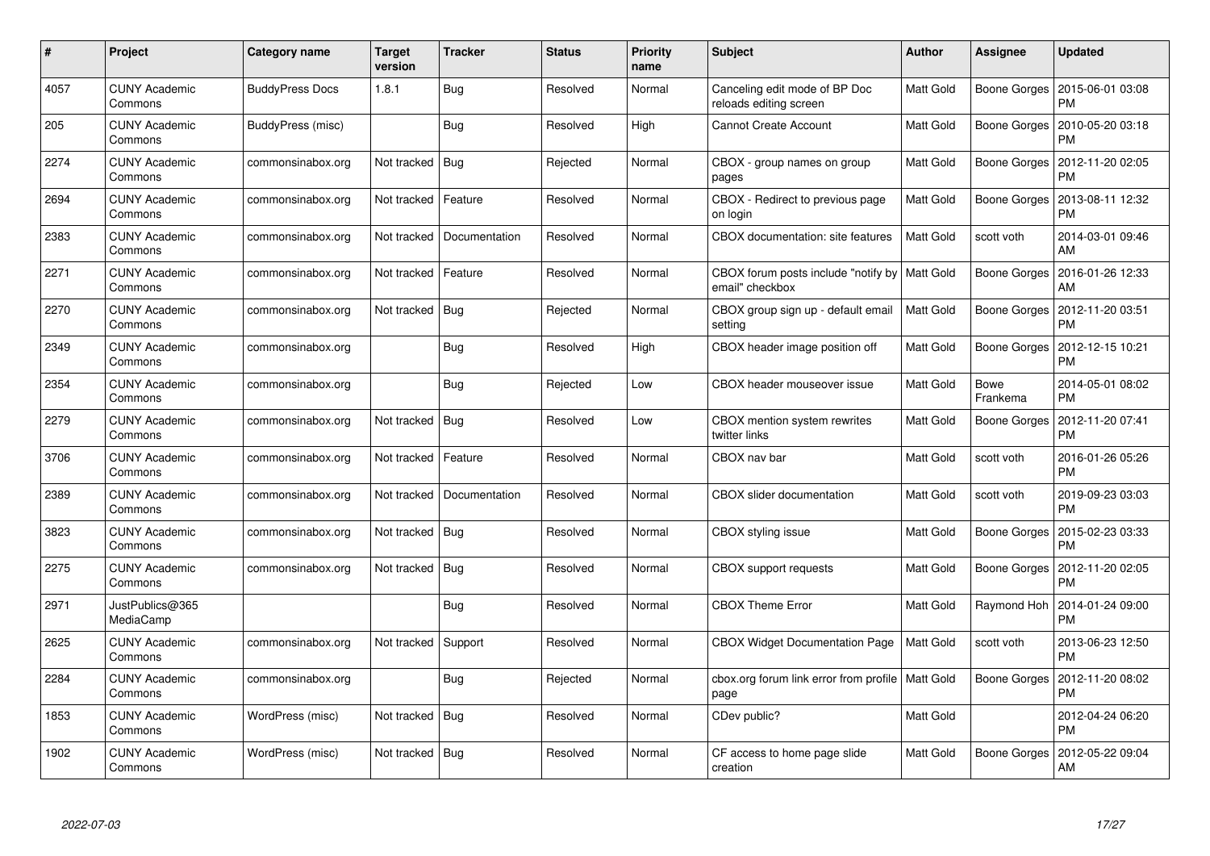| # | Project | Category name | Target version | Tracker | Status | Priority name | Subject | Author | Assignee | Updated |
|---|---|---|---|---|---|---|---|---|---|---|
| 4057 | CUNY Academic Commons | BuddyPress Docs | 1.8.1 | Bug | Resolved | Normal | Canceling edit mode of BP Doc reloads editing screen | Matt Gold | Boone Gorges | 2015-06-01 03:08 PM |
| 205 | CUNY Academic Commons | BuddyPress (misc) | | Bug | Resolved | High | Cannot Create Account | Matt Gold | Boone Gorges | 2010-05-20 03:18 PM |
| 2274 | CUNY Academic Commons | commonsinabox.org | Not tracked | Bug | Rejected | Normal | CBOX - group names on group pages | Matt Gold | Boone Gorges | 2012-11-20 02:05 PM |
| 2694 | CUNY Academic Commons | commonsinabox.org | Not tracked | Feature | Resolved | Normal | CBOX - Redirect to previous page on login | Matt Gold | Boone Gorges | 2013-08-11 12:32 PM |
| 2383 | CUNY Academic Commons | commonsinabox.org | Not tracked | Documentation | Resolved | Normal | CBOX documentation: site features | Matt Gold | scott voth | 2014-03-01 09:46 AM |
| 2271 | CUNY Academic Commons | commonsinabox.org | Not tracked | Feature | Resolved | Normal | CBOX forum posts include "notify by email" checkbox | Matt Gold | Boone Gorges | 2016-01-26 12:33 AM |
| 2270 | CUNY Academic Commons | commonsinabox.org | Not tracked | Bug | Rejected | Normal | CBOX group sign up - default email setting | Matt Gold | Boone Gorges | 2012-11-20 03:51 PM |
| 2349 | CUNY Academic Commons | commonsinabox.org | | Bug | Resolved | High | CBOX header image position off | Matt Gold | Boone Gorges | 2012-12-15 10:21 PM |
| 2354 | CUNY Academic Commons | commonsinabox.org | | Bug | Rejected | Low | CBOX header mouseover issue | Matt Gold | Bowe Frankema | 2014-05-01 08:02 PM |
| 2279 | CUNY Academic Commons | commonsinabox.org | Not tracked | Bug | Resolved | Low | CBOX mention system rewrites twitter links | Matt Gold | Boone Gorges | 2012-11-20 07:41 PM |
| 3706 | CUNY Academic Commons | commonsinabox.org | Not tracked | Feature | Resolved | Normal | CBOX nav bar | Matt Gold | scott voth | 2016-01-26 05:26 PM |
| 2389 | CUNY Academic Commons | commonsinabox.org | Not tracked | Documentation | Resolved | Normal | CBOX slider documentation | Matt Gold | scott voth | 2019-09-23 03:03 PM |
| 3823 | CUNY Academic Commons | commonsinabox.org | Not tracked | Bug | Resolved | Normal | CBOX styling issue | Matt Gold | Boone Gorges | 2015-02-23 03:33 PM |
| 2275 | CUNY Academic Commons | commonsinabox.org | Not tracked | Bug | Resolved | Normal | CBOX support requests | Matt Gold | Boone Gorges | 2012-11-20 02:05 PM |
| 2971 | JustPublics@365 MediaCamp | | | Bug | Resolved | Normal | CBOX Theme Error | Matt Gold | Raymond Hoh | 2014-01-24 09:00 PM |
| 2625 | CUNY Academic Commons | commonsinabox.org | Not tracked | Support | Resolved | Normal | CBOX Widget Documentation Page | Matt Gold | scott voth | 2013-06-23 12:50 PM |
| 2284 | CUNY Academic Commons | commonsinabox.org | | Bug | Rejected | Normal | cbox.org forum link error from profile page | Matt Gold | Boone Gorges | 2012-11-20 08:02 PM |
| 1853 | CUNY Academic Commons | WordPress (misc) | Not tracked | Bug | Resolved | Normal | CDev public? | Matt Gold | | 2012-04-24 06:20 PM |
| 1902 | CUNY Academic Commons | WordPress (misc) | Not tracked | Bug | Resolved | Normal | CF access to home page slide creation | Matt Gold | Boone Gorges | 2012-05-22 09:04 AM |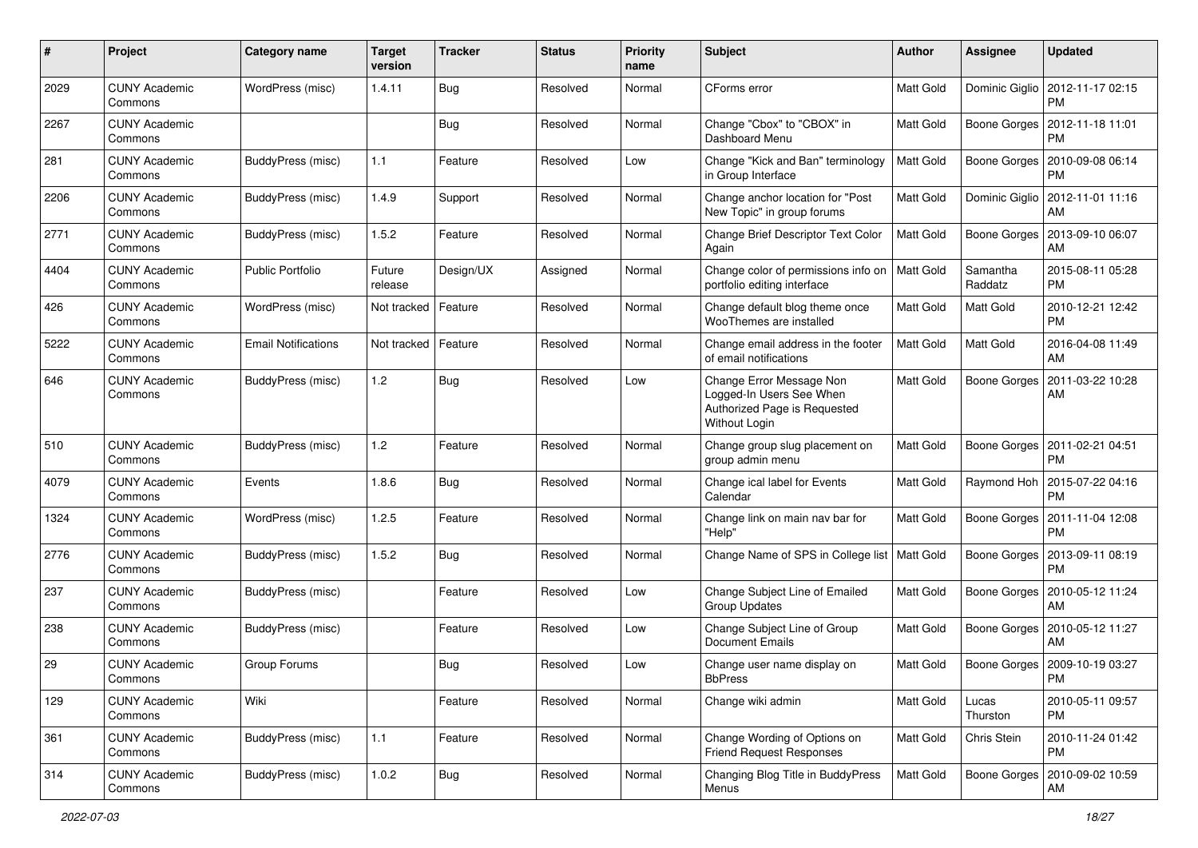| # | Project | Category name | Target version | Tracker | Status | Priority name | Subject | Author | Assignee | Updated |
|---|---|---|---|---|---|---|---|---|---|---|
| 2029 | CUNY Academic Commons | WordPress (misc) | 1.4.11 | Bug | Resolved | Normal | CForms error | Matt Gold | Dominic Giglio | 2012-11-17 02:15 PM |
| 2267 | CUNY Academic Commons | | | Bug | Resolved | Normal | Change "Cbox" to "CBOX" in Dashboard Menu | Matt Gold | Boone Gorges | 2012-11-18 11:01 PM |
| 281 | CUNY Academic Commons | BuddyPress (misc) | 1.1 | Feature | Resolved | Low | Change "Kick and Ban" terminology in Group Interface | Matt Gold | Boone Gorges | 2010-09-08 06:14 PM |
| 2206 | CUNY Academic Commons | BuddyPress (misc) | 1.4.9 | Support | Resolved | Normal | Change anchor location for "Post New Topic" in group forums | Matt Gold | Dominic Giglio | 2012-11-01 11:16 AM |
| 2771 | CUNY Academic Commons | BuddyPress (misc) | 1.5.2 | Feature | Resolved | Normal | Change Brief Descriptor Text Color Again | Matt Gold | Boone Gorges | 2013-09-10 06:07 AM |
| 4404 | CUNY Academic Commons | Public Portfolio | Future release | Design/UX | Assigned | Normal | Change color of permissions info on portfolio editing interface | Matt Gold | Samantha Raddatz | 2015-08-11 05:28 PM |
| 426 | CUNY Academic Commons | WordPress (misc) | Not tracked | Feature | Resolved | Normal | Change default blog theme once WooThemes are installed | Matt Gold | Matt Gold | 2010-12-21 12:42 PM |
| 5222 | CUNY Academic Commons | Email Notifications | Not tracked | Feature | Resolved | Normal | Change email address in the footer of email notifications | Matt Gold | Matt Gold | 2016-04-08 11:49 AM |
| 646 | CUNY Academic Commons | BuddyPress (misc) | 1.2 | Bug | Resolved | Low | Change Error Message Non Logged-In Users See When Authorized Page is Requested Without Login | Matt Gold | Boone Gorges | 2011-03-22 10:28 AM |
| 510 | CUNY Academic Commons | BuddyPress (misc) | 1.2 | Feature | Resolved | Normal | Change group slug placement on group admin menu | Matt Gold | Boone Gorges | 2011-02-21 04:51 PM |
| 4079 | CUNY Academic Commons | Events | 1.8.6 | Bug | Resolved | Normal | Change ical label for Events Calendar | Matt Gold | Raymond Hoh | 2015-07-22 04:16 PM |
| 1324 | CUNY Academic Commons | WordPress (misc) | 1.2.5 | Feature | Resolved | Normal | Change link on main nav bar for "Help" | Matt Gold | Boone Gorges | 2011-11-04 12:08 PM |
| 2776 | CUNY Academic Commons | BuddyPress (misc) | 1.5.2 | Bug | Resolved | Normal | Change Name of SPS in College list | Matt Gold | Boone Gorges | 2013-09-11 08:19 PM |
| 237 | CUNY Academic Commons | BuddyPress (misc) | | Feature | Resolved | Low | Change Subject Line of Emailed Group Updates | Matt Gold | Boone Gorges | 2010-05-12 11:24 AM |
| 238 | CUNY Academic Commons | BuddyPress (misc) | | Feature | Resolved | Low | Change Subject Line of Group Document Emails | Matt Gold | Boone Gorges | 2010-05-12 11:27 AM |
| 29 | CUNY Academic Commons | Group Forums | | Bug | Resolved | Low | Change user name display on BbPress | Matt Gold | Boone Gorges | 2009-10-19 03:27 PM |
| 129 | CUNY Academic Commons | Wiki | | Feature | Resolved | Normal | Change wiki admin | Matt Gold | Lucas Thurston | 2010-05-11 09:57 PM |
| 361 | CUNY Academic Commons | BuddyPress (misc) | 1.1 | Feature | Resolved | Normal | Change Wording of Options on Friend Request Responses | Matt Gold | Chris Stein | 2010-11-24 01:42 PM |
| 314 | CUNY Academic Commons | BuddyPress (misc) | 1.0.2 | Bug | Resolved | Normal | Changing Blog Title in BuddyPress Menus | Matt Gold | Boone Gorges | 2010-09-02 10:59 AM |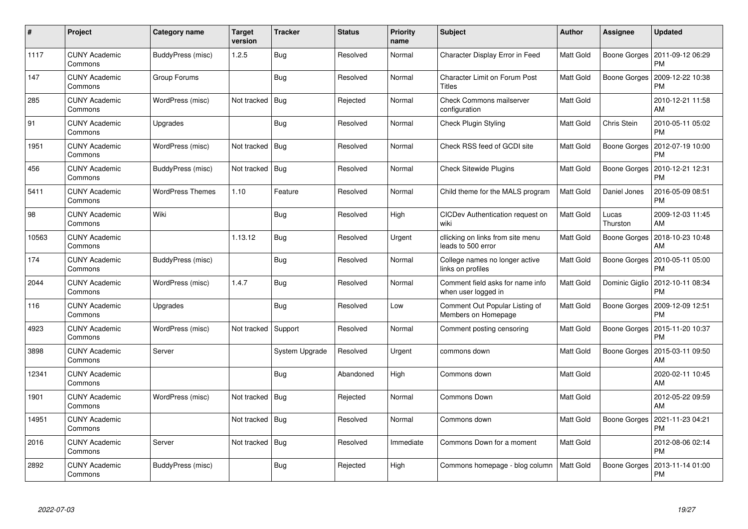| # | Project | Category name | Target version | Tracker | Status | Priority name | Subject | Author | Assignee | Updated |
|---|---|---|---|---|---|---|---|---|---|---|
| 1117 | CUNY Academic Commons | BuddyPress (misc) | 1.2.5 | Bug | Resolved | Normal | Character Display Error in Feed | Matt Gold | Boone Gorges | 2011-09-12 06:29 PM |
| 147 | CUNY Academic Commons | Group Forums | | Bug | Resolved | Normal | Character Limit on Forum Post Titles | Matt Gold | Boone Gorges | 2009-12-22 10:38 PM |
| 285 | CUNY Academic Commons | WordPress (misc) | Not tracked | Bug | Rejected | Normal | Check Commons mailserver configuration | Matt Gold | | 2010-12-21 11:58 AM |
| 91 | CUNY Academic Commons | Upgrades | | Bug | Resolved | Normal | Check Plugin Styling | Matt Gold | Chris Stein | 2010-05-11 05:02 PM |
| 1951 | CUNY Academic Commons | WordPress (misc) | Not tracked | Bug | Resolved | Normal | Check RSS feed of GCDI site | Matt Gold | Boone Gorges | 2012-07-19 10:00 PM |
| 456 | CUNY Academic Commons | BuddyPress (misc) | Not tracked | Bug | Resolved | Normal | Check Sitewide Plugins | Matt Gold | Boone Gorges | 2010-12-21 12:31 PM |
| 5411 | CUNY Academic Commons | WordPress Themes | 1.10 | Feature | Resolved | Normal | Child theme for the MALS program | Matt Gold | Daniel Jones | 2016-05-09 08:51 PM |
| 98 | CUNY Academic Commons | Wiki | | Bug | Resolved | High | CICDev Authentication request on wiki | Matt Gold | Lucas Thurston | 2009-12-03 11:45 AM |
| 10563 | CUNY Academic Commons | | 1.13.12 | Bug | Resolved | Urgent | cllicking on links from site menu leads to 500 error | Matt Gold | Boone Gorges | 2018-10-23 10:48 AM |
| 174 | CUNY Academic Commons | BuddyPress (misc) | | Bug | Resolved | Normal | College names no longer active links on profiles | Matt Gold | Boone Gorges | 2010-05-11 05:00 PM |
| 2044 | CUNY Academic Commons | WordPress (misc) | 1.4.7 | Bug | Resolved | Normal | Comment field asks for name info when user logged in | Matt Gold | Dominic Giglio | 2012-10-11 08:34 PM |
| 116 | CUNY Academic Commons | Upgrades | | Bug | Resolved | Low | Comment Out Popular Listing of Members on Homepage | Matt Gold | Boone Gorges | 2009-12-09 12:51 PM |
| 4923 | CUNY Academic Commons | WordPress (misc) | Not tracked | Support | Resolved | Normal | Comment posting censoring | Matt Gold | Boone Gorges | 2015-11-20 10:37 PM |
| 3898 | CUNY Academic Commons | Server | | System Upgrade | Resolved | Urgent | commons down | Matt Gold | Boone Gorges | 2015-03-11 09:50 AM |
| 12341 | CUNY Academic Commons | | | Bug | Abandoned | High | Commons down | Matt Gold | | 2020-02-11 10:45 AM |
| 1901 | CUNY Academic Commons | WordPress (misc) | Not tracked | Bug | Rejected | Normal | Commons Down | Matt Gold | | 2012-05-22 09:59 AM |
| 14951 | CUNY Academic Commons | | Not tracked | Bug | Resolved | Normal | Commons down | Matt Gold | Boone Gorges | 2021-11-23 04:21 PM |
| 2016 | CUNY Academic Commons | Server | Not tracked | Bug | Resolved | Immediate | Commons Down for a moment | Matt Gold | | 2012-08-06 02:14 PM |
| 2892 | CUNY Academic Commons | BuddyPress (misc) | | Bug | Rejected | High | Commons homepage - blog column | Matt Gold | Boone Gorges | 2013-11-14 01:00 PM |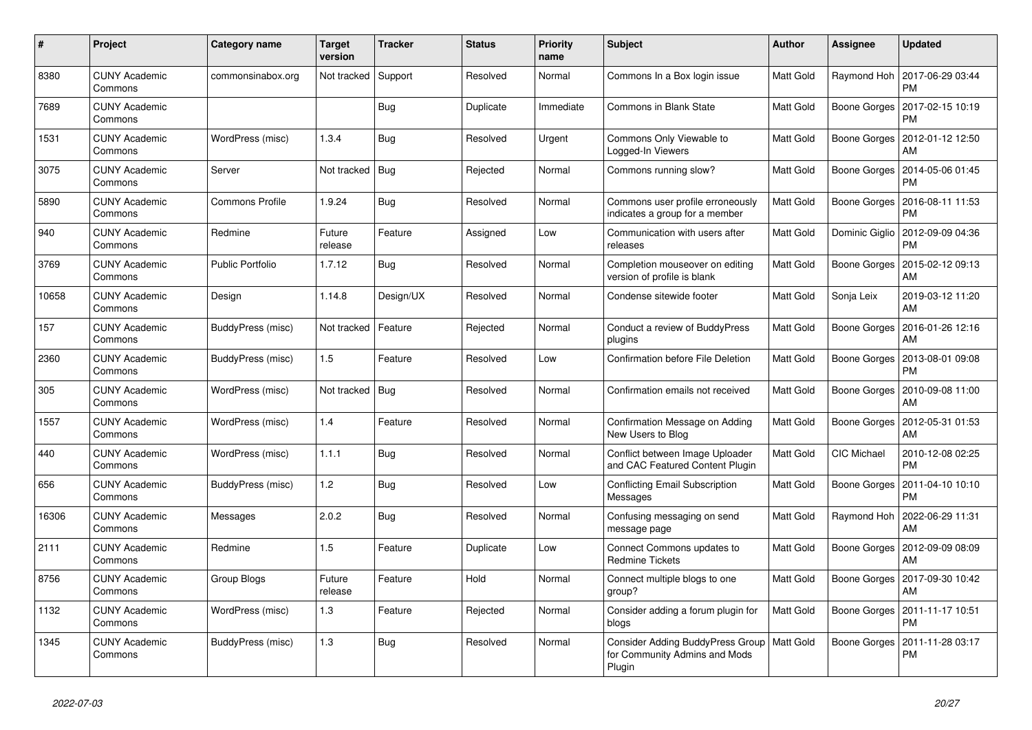| # | Project | Category name | Target version | Tracker | Status | Priority name | Subject | Author | Assignee | Updated |
|---|---|---|---|---|---|---|---|---|---|---|
| 8380 | CUNY Academic Commons | commonsinabox.org | Not tracked | Support | Resolved | Normal | Commons In a Box login issue | Matt Gold | Raymond Hoh | 2017-06-29 03:44 PM |
| 7689 | CUNY Academic Commons | | | Bug | Duplicate | Immediate | Commons in Blank State | Matt Gold | Boone Gorges | 2017-02-15 10:19 PM |
| 1531 | CUNY Academic Commons | WordPress (misc) | 1.3.4 | Bug | Resolved | Urgent | Commons Only Viewable to Logged-In Viewers | Matt Gold | Boone Gorges | 2012-01-12 12:50 AM |
| 3075 | CUNY Academic Commons | Server | Not tracked | Bug | Rejected | Normal | Commons running slow? | Matt Gold | Boone Gorges | 2014-05-06 01:45 PM |
| 5890 | CUNY Academic Commons | Commons Profile | 1.9.24 | Bug | Resolved | Normal | Commons user profile erroneously indicates a group for a member | Matt Gold | Boone Gorges | 2016-08-11 11:53 PM |
| 940 | CUNY Academic Commons | Redmine | Future release | Feature | Assigned | Low | Communication with users after releases | Matt Gold | Dominic Giglio | 2012-09-09 04:36 PM |
| 3769 | CUNY Academic Commons | Public Portfolio | 1.7.12 | Bug | Resolved | Normal | Completion mouseover on editing version of profile is blank | Matt Gold | Boone Gorges | 2015-02-12 09:13 AM |
| 10658 | CUNY Academic Commons | Design | 1.14.8 | Design/UX | Resolved | Normal | Condense sitewide footer | Matt Gold | Sonja Leix | 2019-03-12 11:20 AM |
| 157 | CUNY Academic Commons | BuddyPress (misc) | Not tracked | Feature | Rejected | Normal | Conduct a review of BuddyPress plugins | Matt Gold | Boone Gorges | 2016-01-26 12:16 AM |
| 2360 | CUNY Academic Commons | BuddyPress (misc) | 1.5 | Feature | Resolved | Low | Confirmation before File Deletion | Matt Gold | Boone Gorges | 2013-08-01 09:08 PM |
| 305 | CUNY Academic Commons | WordPress (misc) | Not tracked | Bug | Resolved | Normal | Confirmation emails not received | Matt Gold | Boone Gorges | 2010-09-08 11:00 AM |
| 1557 | CUNY Academic Commons | WordPress (misc) | 1.4 | Feature | Resolved | Normal | Confirmation Message on Adding New Users to Blog | Matt Gold | Boone Gorges | 2012-05-31 01:53 AM |
| 440 | CUNY Academic Commons | WordPress (misc) | 1.1.1 | Bug | Resolved | Normal | Conflict between Image Uploader and CAC Featured Content Plugin | Matt Gold | CIC Michael | 2010-12-08 02:25 PM |
| 656 | CUNY Academic Commons | BuddyPress (misc) | 1.2 | Bug | Resolved | Low | Conflicting Email Subscription Messages | Matt Gold | Boone Gorges | 2011-04-10 10:10 PM |
| 16306 | CUNY Academic Commons | Messages | 2.0.2 | Bug | Resolved | Normal | Confusing messaging on send message page | Matt Gold | Raymond Hoh | 2022-06-29 11:31 AM |
| 2111 | CUNY Academic Commons | Redmine | 1.5 | Feature | Duplicate | Low | Connect Commons updates to Redmine Tickets | Matt Gold | Boone Gorges | 2012-09-09 08:09 AM |
| 8756 | CUNY Academic Commons | Group Blogs | Future release | Feature | Hold | Normal | Connect multiple blogs to one group? | Matt Gold | Boone Gorges | 2017-09-30 10:42 AM |
| 1132 | CUNY Academic Commons | WordPress (misc) | 1.3 | Feature | Rejected | Normal | Consider adding a forum plugin for blogs | Matt Gold | Boone Gorges | 2011-11-17 10:51 PM |
| 1345 | CUNY Academic Commons | BuddyPress (misc) | 1.3 | Bug | Resolved | Normal | Consider Adding BuddyPress Group for Community Admins and Mods Plugin | Matt Gold | Boone Gorges | 2011-11-28 03:17 PM |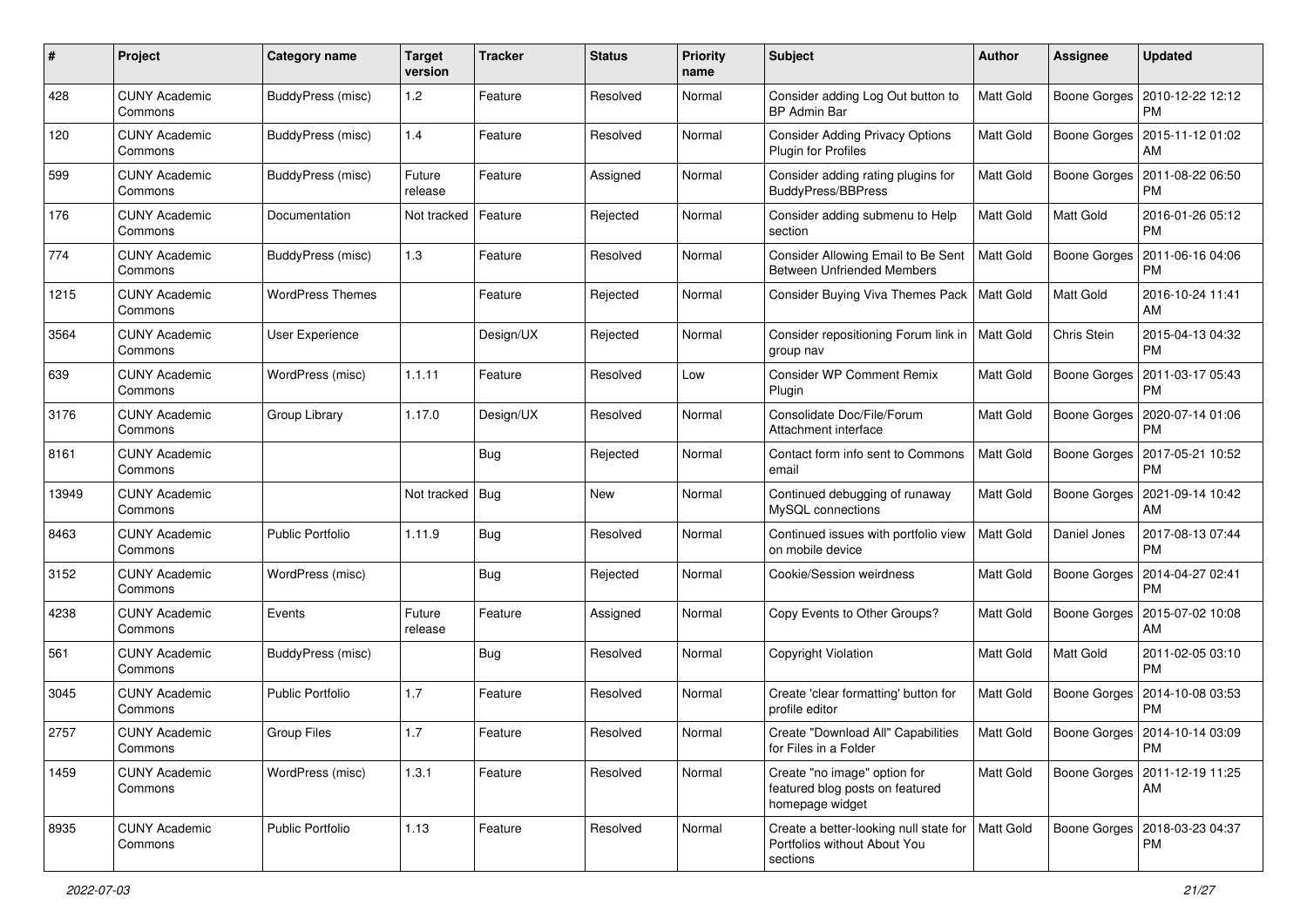| # | Project | Category name | Target version | Tracker | Status | Priority name | Subject | Author | Assignee | Updated |
|---|---|---|---|---|---|---|---|---|---|---|
| 428 | CUNY Academic Commons | BuddyPress (misc) | 1.2 | Feature | Resolved | Normal | Consider adding Log Out button to BP Admin Bar | Matt Gold | Boone Gorges | 2010-12-22 12:12 PM |
| 120 | CUNY Academic Commons | BuddyPress (misc) | 1.4 | Feature | Resolved | Normal | Consider Adding Privacy Options Plugin for Profiles | Matt Gold | Boone Gorges | 2015-11-12 01:02 AM |
| 599 | CUNY Academic Commons | BuddyPress (misc) | Future release | Feature | Assigned | Normal | Consider adding rating plugins for BuddyPress/BBPress | Matt Gold | Boone Gorges | 2011-08-22 06:50 PM |
| 176 | CUNY Academic Commons | Documentation | Not tracked | Feature | Rejected | Normal | Consider adding submenu to Help section | Matt Gold | Matt Gold | 2016-01-26 05:12 PM |
| 774 | CUNY Academic Commons | BuddyPress (misc) | 1.3 | Feature | Resolved | Normal | Consider Allowing Email to Be Sent Between Unfriended Members | Matt Gold | Boone Gorges | 2011-06-16 04:06 PM |
| 1215 | CUNY Academic Commons | WordPress Themes | | Feature | Rejected | Normal | Consider Buying Viva Themes Pack | Matt Gold | Matt Gold | 2016-10-24 11:41 AM |
| 3564 | CUNY Academic Commons | User Experience | | Design/UX | Rejected | Normal | Consider repositioning Forum link in group nav | Matt Gold | Chris Stein | 2015-04-13 04:32 PM |
| 639 | CUNY Academic Commons | WordPress (misc) | 1.1.11 | Feature | Resolved | Low | Consider WP Comment Remix Plugin | Matt Gold | Boone Gorges | 2011-03-17 05:43 PM |
| 3176 | CUNY Academic Commons | Group Library | 1.17.0 | Design/UX | Resolved | Normal | Consolidate Doc/File/Forum Attachment interface | Matt Gold | Boone Gorges | 2020-07-14 01:06 PM |
| 8161 | CUNY Academic Commons | | | Bug | Rejected | Normal | Contact form info sent to Commons email | Matt Gold | Boone Gorges | 2017-05-21 10:52 PM |
| 13949 | CUNY Academic Commons | | Not tracked | Bug | New | Normal | Continued debugging of runaway MySQL connections | Matt Gold | Boone Gorges | 2021-09-14 10:42 AM |
| 8463 | CUNY Academic Commons | Public Portfolio | 1.11.9 | Bug | Resolved | Normal | Continued issues with portfolio view on mobile device | Matt Gold | Daniel Jones | 2017-08-13 07:44 PM |
| 3152 | CUNY Academic Commons | WordPress (misc) | | Bug | Rejected | Normal | Cookie/Session weirdness | Matt Gold | Boone Gorges | 2014-04-27 02:41 PM |
| 4238 | CUNY Academic Commons | Events | Future release | Feature | Assigned | Normal | Copy Events to Other Groups? | Matt Gold | Boone Gorges | 2015-07-02 10:08 AM |
| 561 | CUNY Academic Commons | BuddyPress (misc) | | Bug | Resolved | Normal | Copyright Violation | Matt Gold | Matt Gold | 2011-02-05 03:10 PM |
| 3045 | CUNY Academic Commons | Public Portfolio | 1.7 | Feature | Resolved | Normal | Create 'clear formatting' button for profile editor | Matt Gold | Boone Gorges | 2014-10-08 03:53 PM |
| 2757 | CUNY Academic Commons | Group Files | 1.7 | Feature | Resolved | Normal | Create "Download All" Capabilities for Files in a Folder | Matt Gold | Boone Gorges | 2014-10-14 03:09 PM |
| 1459 | CUNY Academic Commons | WordPress (misc) | 1.3.1 | Feature | Resolved | Normal | Create "no image" option for featured blog posts on featured homepage widget | Matt Gold | Boone Gorges | 2011-12-19 11:25 AM |
| 8935 | CUNY Academic Commons | Public Portfolio | 1.13 | Feature | Resolved | Normal | Create a better-looking null state for Portfolios without About You sections | Matt Gold | Boone Gorges | 2018-03-23 04:37 PM |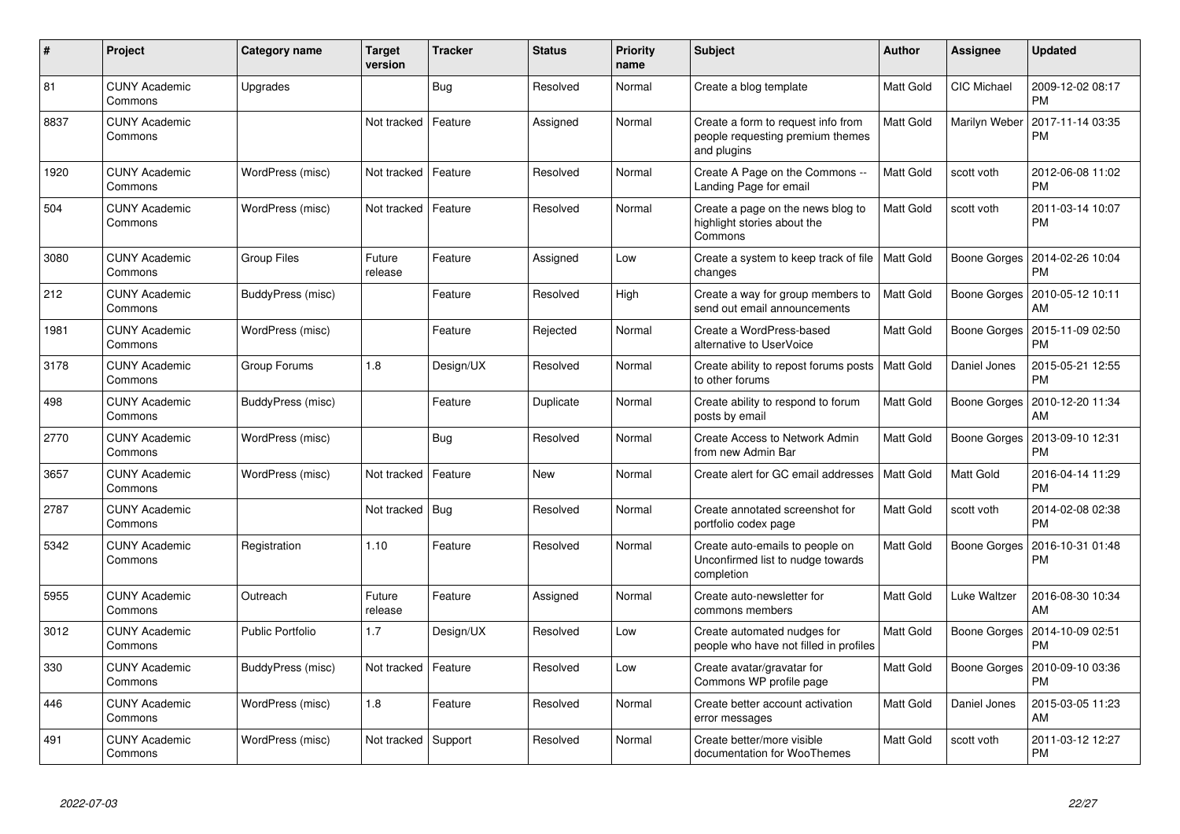| # | Project | Category name | Target version | Tracker | Status | Priority name | Subject | Author | Assignee | Updated |
|---|---|---|---|---|---|---|---|---|---|---|
| 81 | CUNY Academic Commons | Upgrades | | Bug | Resolved | Normal | Create a blog template | Matt Gold | CIC Michael | 2009-12-02 08:17 PM |
| 8837 | CUNY Academic Commons | | Not tracked | Feature | Assigned | Normal | Create a form to request info from people requesting premium themes and plugins | Matt Gold | Marilyn Weber | 2017-11-14 03:35 PM |
| 1920 | CUNY Academic Commons | WordPress (misc) | Not tracked | Feature | Resolved | Normal | Create A Page on the Commons -- Landing Page for email | Matt Gold | scott voth | 2012-06-08 11:02 PM |
| 504 | CUNY Academic Commons | WordPress (misc) | Not tracked | Feature | Resolved | Normal | Create a page on the news blog to highlight stories about the Commons | Matt Gold | scott voth | 2011-03-14 10:07 PM |
| 3080 | CUNY Academic Commons | Group Files | Future release | Feature | Assigned | Low | Create a system to keep track of file changes | Matt Gold | Boone Gorges | 2014-02-26 10:04 PM |
| 212 | CUNY Academic Commons | BuddyPress (misc) | | Feature | Resolved | High | Create a way for group members to send out email announcements | Matt Gold | Boone Gorges | 2010-05-12 10:11 AM |
| 1981 | CUNY Academic Commons | WordPress (misc) | | Feature | Rejected | Normal | Create a WordPress-based alternative to UserVoice | Matt Gold | Boone Gorges | 2015-11-09 02:50 PM |
| 3178 | CUNY Academic Commons | Group Forums | 1.8 | Design/UX | Resolved | Normal | Create ability to repost forums posts to other forums | Matt Gold | Daniel Jones | 2015-05-21 12:55 PM |
| 498 | CUNY Academic Commons | BuddyPress (misc) | | Feature | Duplicate | Normal | Create ability to respond to forum posts by email | Matt Gold | Boone Gorges | 2010-12-20 11:34 AM |
| 2770 | CUNY Academic Commons | WordPress (misc) | | Bug | Resolved | Normal | Create Access to Network Admin from new Admin Bar | Matt Gold | Boone Gorges | 2013-09-10 12:31 PM |
| 3657 | CUNY Academic Commons | WordPress (misc) | Not tracked | Feature | New | Normal | Create alert for GC email addresses | Matt Gold | Matt Gold | 2016-04-14 11:29 PM |
| 2787 | CUNY Academic Commons | | Not tracked | Bug | Resolved | Normal | Create annotated screenshot for portfolio codex page | Matt Gold | scott voth | 2014-02-08 02:38 PM |
| 5342 | CUNY Academic Commons | Registration | 1.10 | Feature | Resolved | Normal | Create auto-emails to people on Unconfirmed list to nudge towards completion | Matt Gold | Boone Gorges | 2016-10-31 01:48 PM |
| 5955 | CUNY Academic Commons | Outreach | Future release | Feature | Assigned | Normal | Create auto-newsletter for commons members | Matt Gold | Luke Waltzer | 2016-08-30 10:34 AM |
| 3012 | CUNY Academic Commons | Public Portfolio | 1.7 | Design/UX | Resolved | Low | Create automated nudges for people who have not filled in profiles | Matt Gold | Boone Gorges | 2014-10-09 02:51 PM |
| 330 | CUNY Academic Commons | BuddyPress (misc) | Not tracked | Feature | Resolved | Low | Create avatar/gravatar for Commons WP profile page | Matt Gold | Boone Gorges | 2010-09-10 03:36 PM |
| 446 | CUNY Academic Commons | WordPress (misc) | 1.8 | Feature | Resolved | Normal | Create better account activation error messages | Matt Gold | Daniel Jones | 2015-03-05 11:23 AM |
| 491 | CUNY Academic Commons | WordPress (misc) | Not tracked | Support | Resolved | Normal | Create better/more visible documentation for WooThemes | Matt Gold | scott voth | 2011-03-12 12:27 PM |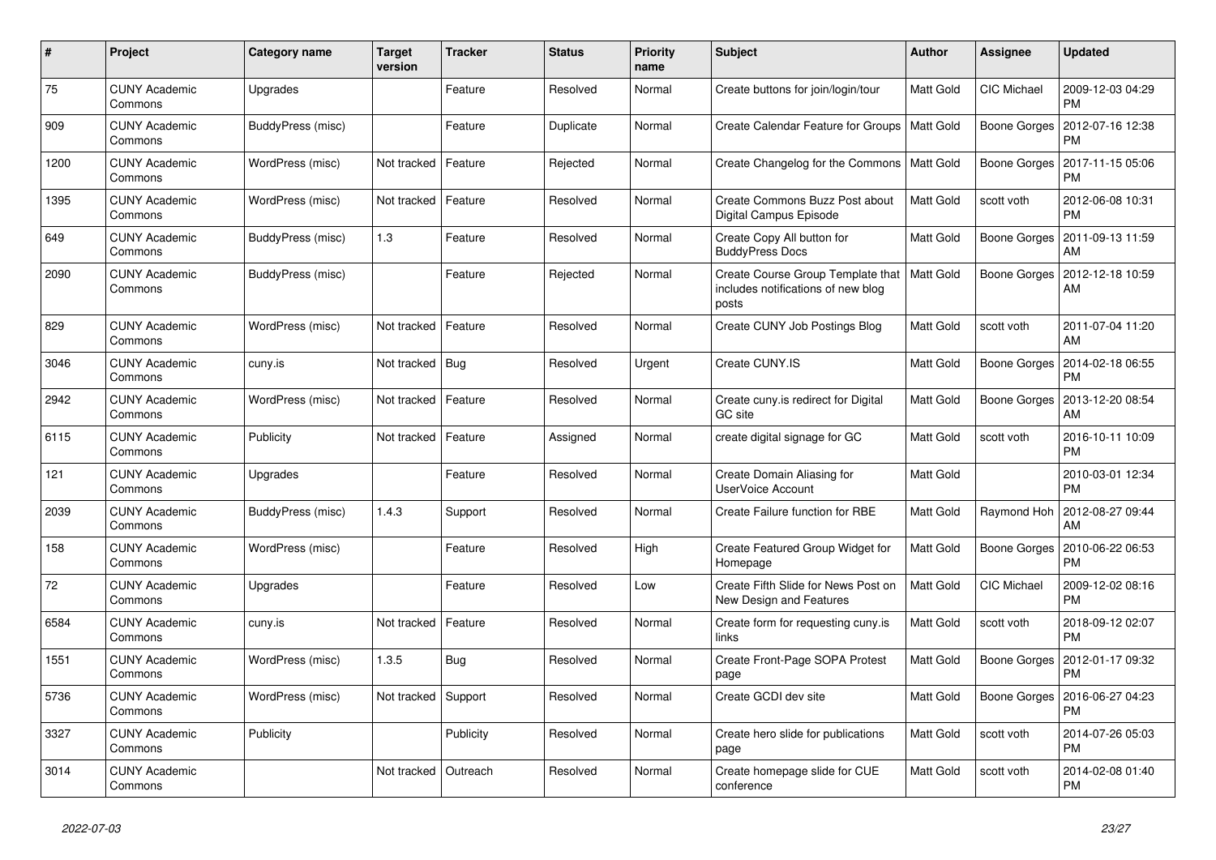| # | Project | Category name | Target version | Tracker | Status | Priority name | Subject | Author | Assignee | Updated |
|---|---|---|---|---|---|---|---|---|---|---|
| 75 | CUNY Academic Commons | Upgrades | | Feature | Resolved | Normal | Create buttons for join/login/tour | Matt Gold | CIC Michael | 2009-12-03 04:29 PM |
| 909 | CUNY Academic Commons | BuddyPress (misc) | | Feature | Duplicate | Normal | Create Calendar Feature for Groups | Matt Gold | Boone Gorges | 2012-07-16 12:38 PM |
| 1200 | CUNY Academic Commons | WordPress (misc) | Not tracked | Feature | Rejected | Normal | Create Changelog for the Commons | Matt Gold | Boone Gorges | 2017-11-15 05:06 PM |
| 1395 | CUNY Academic Commons | WordPress (misc) | Not tracked | Feature | Resolved | Normal | Create Commons Buzz Post about Digital Campus Episode | Matt Gold | scott voth | 2012-06-08 10:31 PM |
| 649 | CUNY Academic Commons | BuddyPress (misc) | 1.3 | Feature | Resolved | Normal | Create Copy All button for BuddyPress Docs | Matt Gold | Boone Gorges | 2011-09-13 11:59 AM |
| 2090 | CUNY Academic Commons | BuddyPress (misc) | | Feature | Rejected | Normal | Create Course Group Template that includes notifications of new blog posts | Matt Gold | Boone Gorges | 2012-12-18 10:59 AM |
| 829 | CUNY Academic Commons | WordPress (misc) | Not tracked | Feature | Resolved | Normal | Create CUNY Job Postings Blog | Matt Gold | scott voth | 2011-07-04 11:20 AM |
| 3046 | CUNY Academic Commons | cuny.is | Not tracked | Bug | Resolved | Urgent | Create CUNY.IS | Matt Gold | Boone Gorges | 2014-02-18 06:55 PM |
| 2942 | CUNY Academic Commons | WordPress (misc) | Not tracked | Feature | Resolved | Normal | Create cuny.is redirect for Digital GC site | Matt Gold | Boone Gorges | 2013-12-20 08:54 AM |
| 6115 | CUNY Academic Commons | Publicity | Not tracked | Feature | Assigned | Normal | create digital signage for GC | Matt Gold | scott voth | 2016-10-11 10:09 PM |
| 121 | CUNY Academic Commons | Upgrades | | Feature | Resolved | Normal | Create Domain Aliasing for UserVoice Account | Matt Gold | | 2010-03-01 12:34 PM |
| 2039 | CUNY Academic Commons | BuddyPress (misc) | 1.4.3 | Support | Resolved | Normal | Create Failure function for RBE | Matt Gold | Raymond Hoh | 2012-08-27 09:44 AM |
| 158 | CUNY Academic Commons | WordPress (misc) | | Feature | Resolved | High | Create Featured Group Widget for Homepage | Matt Gold | Boone Gorges | 2010-06-22 06:53 PM |
| 72 | CUNY Academic Commons | Upgrades | | Feature | Resolved | Low | Create Fifth Slide for News Post on New Design and Features | Matt Gold | CIC Michael | 2009-12-02 08:16 PM |
| 6584 | CUNY Academic Commons | cuny.is | Not tracked | Feature | Resolved | Normal | Create form for requesting cuny.is links | Matt Gold | scott voth | 2018-09-12 02:07 PM |
| 1551 | CUNY Academic Commons | WordPress (misc) | 1.3.5 | Bug | Resolved | Normal | Create Front-Page SOPA Protest page | Matt Gold | Boone Gorges | 2012-01-17 09:32 PM |
| 5736 | CUNY Academic Commons | WordPress (misc) | Not tracked | Support | Resolved | Normal | Create GCDI dev site | Matt Gold | Boone Gorges | 2016-06-27 04:23 PM |
| 3327 | CUNY Academic Commons | Publicity | | Publicity | Resolved | Normal | Create hero slide for publications page | Matt Gold | scott voth | 2014-07-26 05:03 PM |
| 3014 | CUNY Academic Commons | | Not tracked | Outreach | Resolved | Normal | Create homepage slide for CUE conference | Matt Gold | scott voth | 2014-02-08 01:40 PM |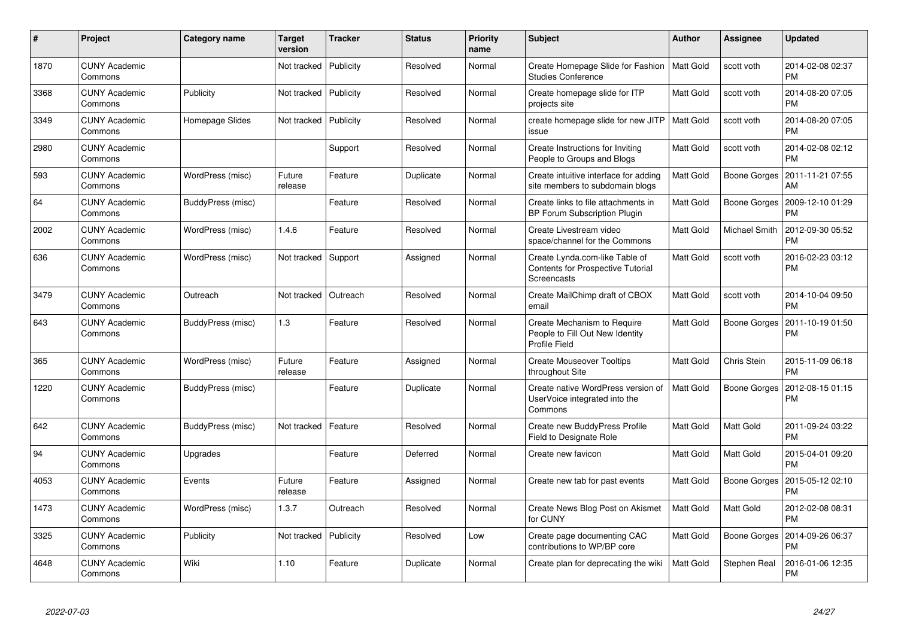| # | Project | Category name | Target version | Tracker | Status | Priority name | Subject | Author | Assignee | Updated |
|---|---|---|---|---|---|---|---|---|---|---|
| 1870 | CUNY Academic Commons | | Not tracked | Publicity | Resolved | Normal | Create Homepage Slide for Fashion Studies Conference | Matt Gold | scott voth | 2014-02-08 02:37 PM |
| 3368 | CUNY Academic Commons | Publicity | Not tracked | Publicity | Resolved | Normal | Create homepage slide for ITP projects site | Matt Gold | scott voth | 2014-08-20 07:05 PM |
| 3349 | CUNY Academic Commons | Homepage Slides | Not tracked | Publicity | Resolved | Normal | create homepage slide for new JITP issue | Matt Gold | scott voth | 2014-08-20 07:05 PM |
| 2980 | CUNY Academic Commons | | | Support | Resolved | Normal | Create Instructions for Inviting People to Groups and Blogs | Matt Gold | scott voth | 2014-02-08 02:12 PM |
| 593 | CUNY Academic Commons | WordPress (misc) | Future release | Feature | Duplicate | Normal | Create intuitive interface for adding site members to subdomain blogs | Matt Gold | Boone Gorges | 2011-11-21 07:55 AM |
| 64 | CUNY Academic Commons | BuddyPress (misc) | | Feature | Resolved | Normal | Create links to file attachments in BP Forum Subscription Plugin | Matt Gold | Boone Gorges | 2009-12-10 01:29 PM |
| 2002 | CUNY Academic Commons | WordPress (misc) | 1.4.6 | Feature | Resolved | Normal | Create Livestream video space/channel for the Commons | Matt Gold | Michael Smith | 2012-09-30 05:52 PM |
| 636 | CUNY Academic Commons | WordPress (misc) | Not tracked | Support | Assigned | Normal | Create Lynda.com-like Table of Contents for Prospective Tutorial Screencasts | Matt Gold | scott voth | 2016-02-23 03:12 PM |
| 3479 | CUNY Academic Commons | Outreach | Not tracked | Outreach | Resolved | Normal | Create MailChimp draft of CBOX email | Matt Gold | scott voth | 2014-10-04 09:50 PM |
| 643 | CUNY Academic Commons | BuddyPress (misc) | 1.3 | Feature | Resolved | Normal | Create Mechanism to Require People to Fill Out New Identity Profile Field | Matt Gold | Boone Gorges | 2011-10-19 01:50 PM |
| 365 | CUNY Academic Commons | WordPress (misc) | Future release | Feature | Assigned | Normal | Create Mouseover Tooltips throughout Site | Matt Gold | Chris Stein | 2015-11-09 06:18 PM |
| 1220 | CUNY Academic Commons | BuddyPress (misc) | | Feature | Duplicate | Normal | Create native WordPress version of UserVoice integrated into the Commons | Matt Gold | Boone Gorges | 2012-08-15 01:15 PM |
| 642 | CUNY Academic Commons | BuddyPress (misc) | Not tracked | Feature | Resolved | Normal | Create new BuddyPress Profile Field to Designate Role | Matt Gold | Matt Gold | 2011-09-24 03:22 PM |
| 94 | CUNY Academic Commons | Upgrades | | Feature | Deferred | Normal | Create new favicon | Matt Gold | Matt Gold | 2015-04-01 09:20 PM |
| 4053 | CUNY Academic Commons | Events | Future release | Feature | Assigned | Normal | Create new tab for past events | Matt Gold | Boone Gorges | 2015-05-12 02:10 PM |
| 1473 | CUNY Academic Commons | WordPress (misc) | 1.3.7 | Outreach | Resolved | Normal | Create News Blog Post on Akismet for CUNY | Matt Gold | Matt Gold | 2012-02-08 08:31 PM |
| 3325 | CUNY Academic Commons | Publicity | Not tracked | Publicity | Resolved | Low | Create page documenting CAC contributions to WP/BP core | Matt Gold | Boone Gorges | 2014-09-26 06:37 PM |
| 4648 | CUNY Academic Commons | Wiki | 1.10 | Feature | Duplicate | Normal | Create plan for deprecating the wiki | Matt Gold | Stephen Real | 2016-01-06 12:35 PM |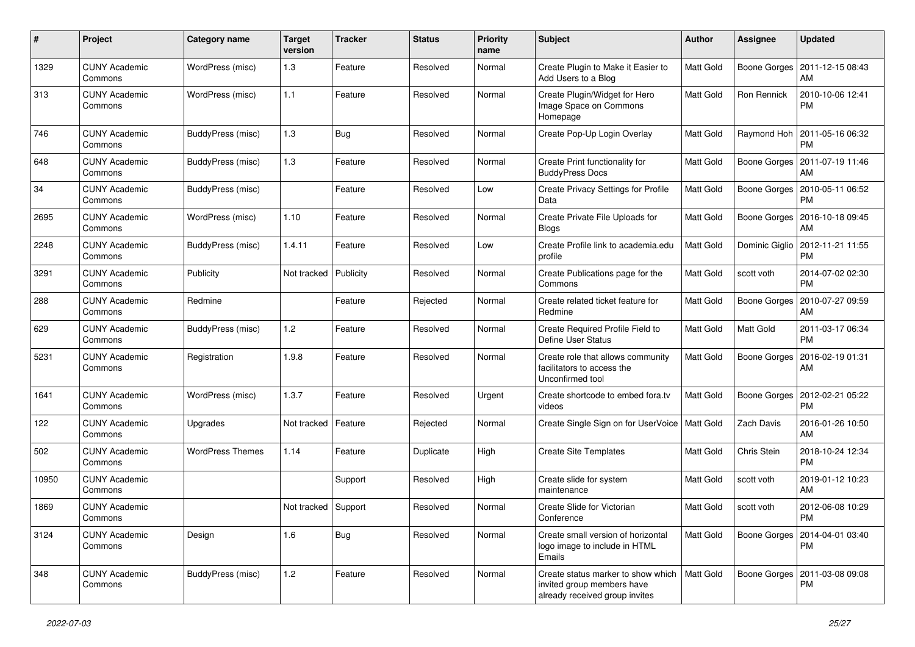| # | Project | Category name | Target version | Tracker | Status | Priority name | Subject | Author | Assignee | Updated |
|---|---|---|---|---|---|---|---|---|---|---|
| 1329 | CUNY Academic Commons | WordPress (misc) | 1.3 | Feature | Resolved | Normal | Create Plugin to Make it Easier to Add Users to a Blog | Matt Gold | Boone Gorges | 2011-12-15 08:43 AM |
| 313 | CUNY Academic Commons | WordPress (misc) | 1.1 | Feature | Resolved | Normal | Create Plugin/Widget for Hero Image Space on Commons Homepage | Matt Gold | Ron Rennick | 2010-10-06 12:41 PM |
| 746 | CUNY Academic Commons | BuddyPress (misc) | 1.3 | Bug | Resolved | Normal | Create Pop-Up Login Overlay | Matt Gold | Raymond Hoh | 2011-05-16 06:32 PM |
| 648 | CUNY Academic Commons | BuddyPress (misc) | 1.3 | Feature | Resolved | Normal | Create Print functionality for BuddyPress Docs | Matt Gold | Boone Gorges | 2011-07-19 11:46 AM |
| 34 | CUNY Academic Commons | BuddyPress (misc) | | Feature | Resolved | Low | Create Privacy Settings for Profile Data | Matt Gold | Boone Gorges | 2010-05-11 06:52 PM |
| 2695 | CUNY Academic Commons | WordPress (misc) | 1.10 | Feature | Resolved | Normal | Create Private File Uploads for Blogs | Matt Gold | Boone Gorges | 2016-10-18 09:45 AM |
| 2248 | CUNY Academic Commons | BuddyPress (misc) | 1.4.11 | Feature | Resolved | Low | Create Profile link to academia.edu profile | Matt Gold | Dominic Giglio | 2012-11-21 11:55 PM |
| 3291 | CUNY Academic Commons | Publicity | Not tracked | Publicity | Resolved | Normal | Create Publications page for the Commons | Matt Gold | scott voth | 2014-07-02 02:30 PM |
| 288 | CUNY Academic Commons | Redmine | | Feature | Rejected | Normal | Create related ticket feature for Redmine | Matt Gold | Boone Gorges | 2010-07-27 09:59 AM |
| 629 | CUNY Academic Commons | BuddyPress (misc) | 1.2 | Feature | Resolved | Normal | Create Required Profile Field to Define User Status | Matt Gold | Matt Gold | 2011-03-17 06:34 PM |
| 5231 | CUNY Academic Commons | Registration | 1.9.8 | Feature | Resolved | Normal | Create role that allows community facilitators to access the Unconfirmed tool | Matt Gold | Boone Gorges | 2016-02-19 01:31 AM |
| 1641 | CUNY Academic Commons | WordPress (misc) | 1.3.7 | Feature | Resolved | Urgent | Create shortcode to embed fora.tv videos | Matt Gold | Boone Gorges | 2012-02-21 05:22 PM |
| 122 | CUNY Academic Commons | Upgrades | Not tracked | Feature | Rejected | Normal | Create Single Sign on for UserVoice | Matt Gold | Zach Davis | 2016-01-26 10:50 AM |
| 502 | CUNY Academic Commons | WordPress Themes | 1.14 | Feature | Duplicate | High | Create Site Templates | Matt Gold | Chris Stein | 2018-10-24 12:34 PM |
| 10950 | CUNY Academic Commons | | | Support | Resolved | High | Create slide for system maintenance | Matt Gold | scott voth | 2019-01-12 10:23 AM |
| 1869 | CUNY Academic Commons | | Not tracked | Support | Resolved | Normal | Create Slide for Victorian Conference | Matt Gold | scott voth | 2012-06-08 10:29 PM |
| 3124 | CUNY Academic Commons | Design | 1.6 | Bug | Resolved | Normal | Create small version of horizontal logo image to include in HTML Emails | Matt Gold | Boone Gorges | 2014-04-01 03:40 PM |
| 348 | CUNY Academic Commons | BuddyPress (misc) | 1.2 | Feature | Resolved | Normal | Create status marker to show which invited group members have already received group invites | Matt Gold | Boone Gorges | 2011-03-08 09:08 PM |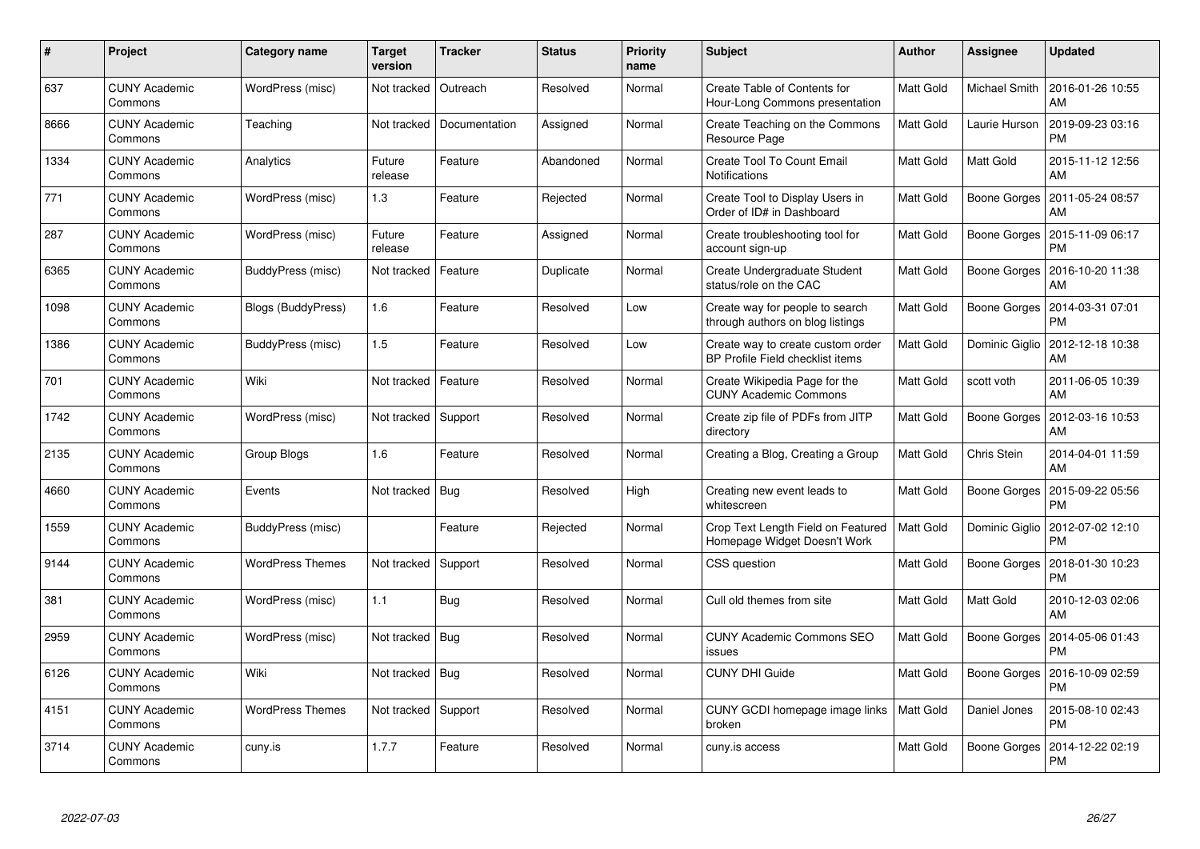| # | Project | Category name | Target version | Tracker | Status | Priority name | Subject | Author | Assignee | Updated |
|---|---|---|---|---|---|---|---|---|---|---|
| 637 | CUNY Academic Commons | WordPress (misc) | Not tracked | Outreach | Resolved | Normal | Create Table of Contents for Hour-Long Commons presentation | Matt Gold | Michael Smith | 2016-01-26 10:55 AM |
| 8666 | CUNY Academic Commons | Teaching | Not tracked | Documentation | Assigned | Normal | Create Teaching on the Commons Resource Page | Matt Gold | Laurie Hurson | 2019-09-23 03:16 PM |
| 1334 | CUNY Academic Commons | Analytics | Future release | Feature | Abandoned | Normal | Create Tool To Count Email Notifications | Matt Gold | Matt Gold | 2015-11-12 12:56 AM |
| 771 | CUNY Academic Commons | WordPress (misc) | 1.3 | Feature | Rejected | Normal | Create Tool to Display Users in Order of ID# in Dashboard | Matt Gold | Boone Gorges | 2011-05-24 08:57 AM |
| 287 | CUNY Academic Commons | WordPress (misc) | Future release | Feature | Assigned | Normal | Create troubleshooting tool for account sign-up | Matt Gold | Boone Gorges | 2015-11-09 06:17 PM |
| 6365 | CUNY Academic Commons | BuddyPress (misc) | Not tracked | Feature | Duplicate | Normal | Create Undergraduate Student status/role on the CAC | Matt Gold | Boone Gorges | 2016-10-20 11:38 AM |
| 1098 | CUNY Academic Commons | Blogs (BuddyPress) | 1.6 | Feature | Resolved | Low | Create way for people to search through authors on blog listings | Matt Gold | Boone Gorges | 2014-03-31 07:01 PM |
| 1386 | CUNY Academic Commons | BuddyPress (misc) | 1.5 | Feature | Resolved | Low | Create way to create custom order BP Profile Field checklist items | Matt Gold | Dominic Giglio | 2012-12-18 10:38 AM |
| 701 | CUNY Academic Commons | Wiki | Not tracked | Feature | Resolved | Normal | Create Wikipedia Page for the CUNY Academic Commons | Matt Gold | scott voth | 2011-06-05 10:39 AM |
| 1742 | CUNY Academic Commons | WordPress (misc) | Not tracked | Support | Resolved | Normal | Create zip file of PDFs from JITP directory | Matt Gold | Boone Gorges | 2012-03-16 10:53 AM |
| 2135 | CUNY Academic Commons | Group Blogs | 1.6 | Feature | Resolved | Normal | Creating a Blog, Creating a Group | Matt Gold | Chris Stein | 2014-04-01 11:59 AM |
| 4660 | CUNY Academic Commons | Events | Not tracked | Bug | Resolved | High | Creating new event leads to whitescreen | Matt Gold | Boone Gorges | 2015-09-22 05:56 PM |
| 1559 | CUNY Academic Commons | BuddyPress (misc) | | Feature | Rejected | Normal | Crop Text Length Field on Featured Homepage Widget Doesn't Work | Matt Gold | Dominic Giglio | 2012-07-02 12:10 PM |
| 9144 | CUNY Academic Commons | WordPress Themes | Not tracked | Support | Resolved | Normal | CSS question | Matt Gold | Boone Gorges | 2018-01-30 10:23 PM |
| 381 | CUNY Academic Commons | WordPress (misc) | 1.1 | Bug | Resolved | Normal | Cull old themes from site | Matt Gold | Matt Gold | 2010-12-03 02:06 AM |
| 2959 | CUNY Academic Commons | WordPress (misc) | Not tracked | Bug | Resolved | Normal | CUNY Academic Commons SEO issues | Matt Gold | Boone Gorges | 2014-05-06 01:43 PM |
| 6126 | CUNY Academic Commons | Wiki | Not tracked | Bug | Resolved | Normal | CUNY DHI Guide | Matt Gold | Boone Gorges | 2016-10-09 02:59 PM |
| 4151 | CUNY Academic Commons | WordPress Themes | Not tracked | Support | Resolved | Normal | CUNY GCDI homepage image links broken | Matt Gold | Daniel Jones | 2015-08-10 02:43 PM |
| 3714 | CUNY Academic Commons | cuny.is | 1.7.7 | Feature | Resolved | Normal | cuny.is access | Matt Gold | Boone Gorges | 2014-12-22 02:19 PM |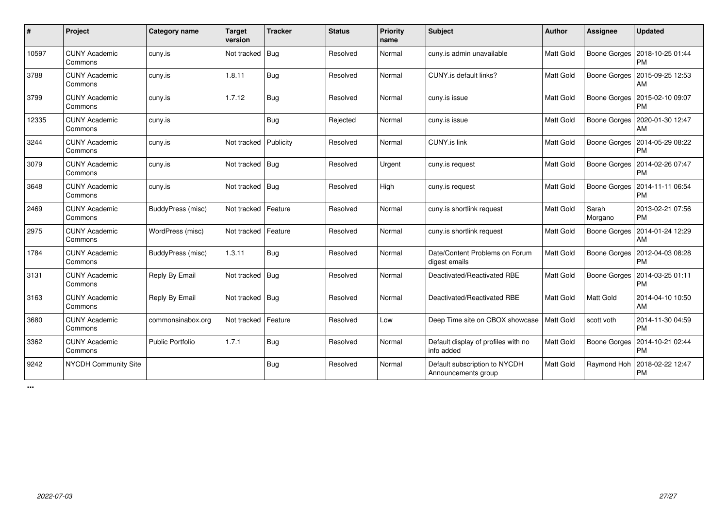| # | Project | Category name | Target version | Tracker | Status | Priority name | Subject | Author | Assignee | Updated |
|---|---|---|---|---|---|---|---|---|---|---|
| 10597 | CUNY Academic Commons | cuny.is | Not tracked | Bug | Resolved | Normal | cuny.is admin unavailable | Matt Gold | Boone Gorges | 2018-10-25 01:44 PM |
| 3788 | CUNY Academic Commons | cuny.is | 1.8.11 | Bug | Resolved | Normal | CUNY.is default links? | Matt Gold | Boone Gorges | 2015-09-25 12:53 AM |
| 3799 | CUNY Academic Commons | cuny.is | 1.7.12 | Bug | Resolved | Normal | cuny.is issue | Matt Gold | Boone Gorges | 2015-02-10 09:07 PM |
| 12335 | CUNY Academic Commons | cuny.is | | Bug | Rejected | Normal | cuny.is issue | Matt Gold | Boone Gorges | 2020-01-30 12:47 AM |
| 3244 | CUNY Academic Commons | cuny.is | Not tracked | Publicity | Resolved | Normal | CUNY.is link | Matt Gold | Boone Gorges | 2014-05-29 08:22 PM |
| 3079 | CUNY Academic Commons | cuny.is | Not tracked | Bug | Resolved | Urgent | cuny.is request | Matt Gold | Boone Gorges | 2014-02-26 07:47 PM |
| 3648 | CUNY Academic Commons | cuny.is | Not tracked | Bug | Resolved | High | cuny.is request | Matt Gold | Boone Gorges | 2014-11-11 06:54 PM |
| 2469 | CUNY Academic Commons | BuddyPress (misc) | Not tracked | Feature | Resolved | Normal | cuny.is shortlink request | Matt Gold | Sarah Morgano | 2013-02-21 07:56 PM |
| 2975 | CUNY Academic Commons | WordPress (misc) | Not tracked | Feature | Resolved | Normal | cuny.is shortlink request | Matt Gold | Boone Gorges | 2014-01-24 12:29 AM |
| 1784 | CUNY Academic Commons | BuddyPress (misc) | 1.3.11 | Bug | Resolved | Normal | Date/Content Problems on Forum digest emails | Matt Gold | Boone Gorges | 2012-04-03 08:28 PM |
| 3131 | CUNY Academic Commons | Reply By Email | Not tracked | Bug | Resolved | Normal | Deactivated/Reactivated RBE | Matt Gold | Boone Gorges | 2014-03-25 01:11 PM |
| 3163 | CUNY Academic Commons | Reply By Email | Not tracked | Bug | Resolved | Normal | Deactivated/Reactivated RBE | Matt Gold | Matt Gold | 2014-04-10 10:50 AM |
| 3680 | CUNY Academic Commons | commonsinabox.org | Not tracked | Feature | Resolved | Low | Deep Time site on CBOX showcase | Matt Gold | scott voth | 2014-11-30 04:59 PM |
| 3362 | CUNY Academic Commons | Public Portfolio | 1.7.1 | Bug | Resolved | Normal | Default display of profiles with no info added | Matt Gold | Boone Gorges | 2014-10-21 02:44 PM |
| 9242 | NYCDH Community Site | | | Bug | Resolved | Normal | Default subscription to NYCDH Announcements group | Matt Gold | Raymond Hoh | 2018-02-22 12:47 PM |

...